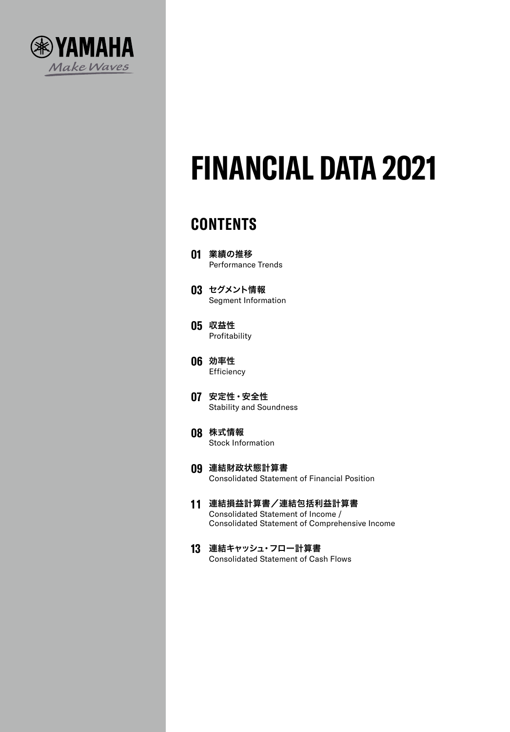YAMAHA

Make Waves

# FINANCIAL DATA 2021

## CONTENTS

**01** 業績の推移
Performance Trends

**03** セグメント情報
Segment Information

**05** 収益性
Profitability

**06** 効率性
Efficiency

**07** 安定性・安全性
Stability and Soundness

**08** 株式情報
Stock Information

**09** 連結財政状態計算書
Consolidated Statement of Financial Position

**11** 連結損益計算書／連結包括利益計算書
Consolidated Statement of Income /
Consolidated Statement of Comprehensive Income

**13** 連結キャッシュ・フロー計算書
Consolidated Statement of Cash Flows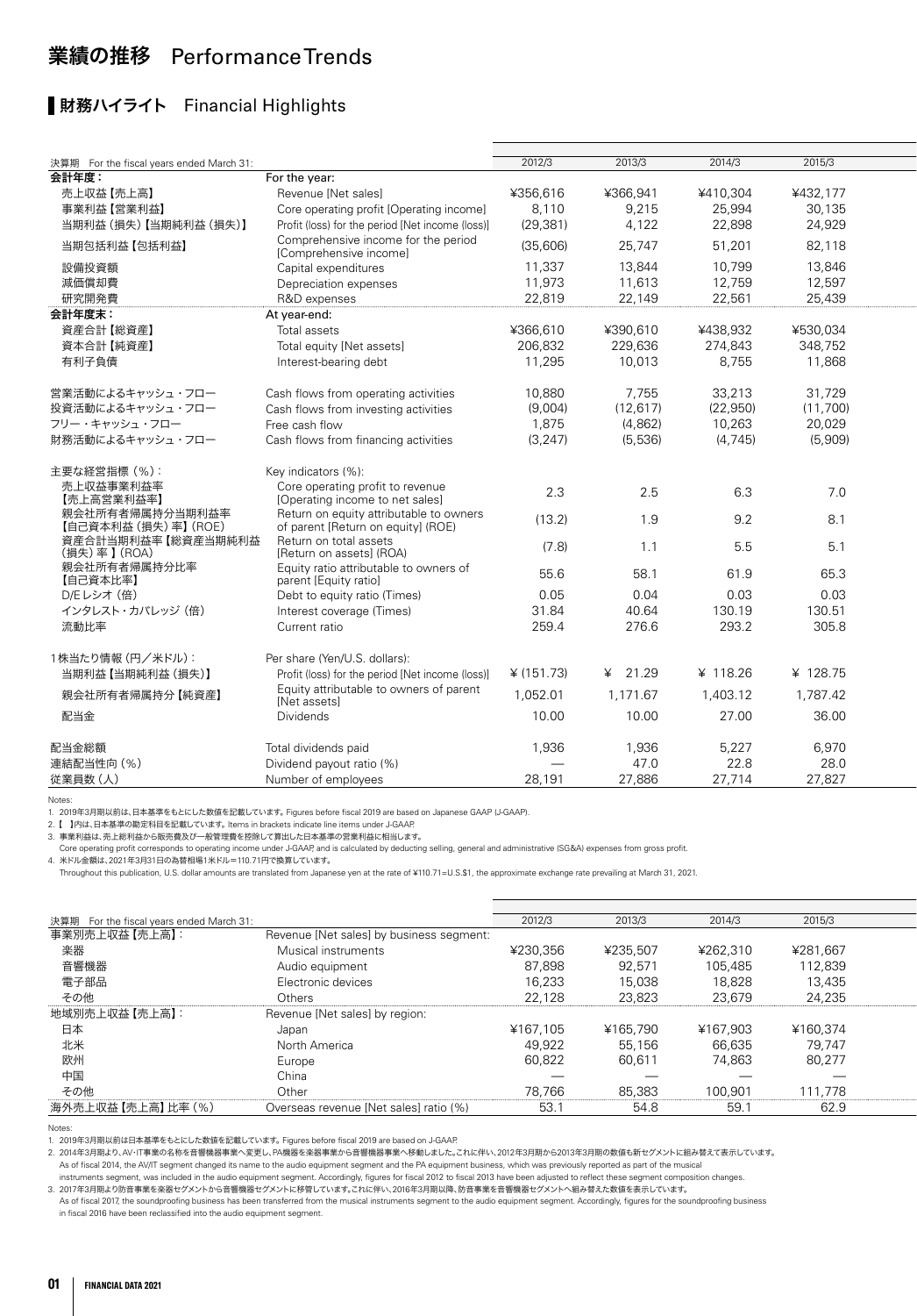# 業績の推移 Performance Trends

## 財務ハイライト Financial Highlights

| 決算期 For the fiscal years ended March 31: | | 2012/3 | 2013/3 | 2014/3 | 2015/3 |
|---|---|---|---|---|---|
| **会計年度：** | For the year: | | | | |
| 売上収益【売上高】 | Revenue [Net sales] | ¥356,616 | ¥366,941 | ¥410,304 | ¥432,177 |
| 事業利益【営業利益】 | Core operating profit [Operating income] | 8,110 | 9,215 | 25,994 | 30,135 |
| 当期利益（損失）【当期純利益（損失）】 | Profit (loss) for the period [Net income (loss)] | (29,381) | 4,122 | 22,898 | 24,929 |
| 当期包括利益【包括利益】 | Comprehensive income for the period [Comprehensive income] | (35,606) | 25,747 | 51,201 | 82,118 |
| 設備投資額 | Capital expenditures | 11,337 | 13,844 | 10,799 | 13,846 |
| 減価償却費 | Depreciation expenses | 11,973 | 11,613 | 12,759 | 12,597 |
| 研究開発費 | R&D expenses | 22,819 | 22,149 | 22,561 | 25,439 |
| **会計年度末：** | At year-end: | | | | |
| 資産合計【総資産】 | Total assets | ¥366,610 | ¥390,610 | ¥438,932 | ¥530,034 |
| 資本合計【純資産】 | Total equity [Net assets] | 206,832 | 229,636 | 274,843 | 348,752 |
| 有利子負債 | Interest-bearing debt | 11,295 | 10,013 | 8,755 | 11,868 |
| 営業活動によるキャッシュ・フロー | Cash flows from operating activities | 10,880 | 7,755 | 33,213 | 31,729 |
| 投資活動によるキャッシュ・フロー | Cash flows from investing activities | (9,004) | (12,617) | (22,950) | (11,700) |
| フリー・キャッシュ・フロー | Free cash flow | 1,875 | (4,862) | 10,263 | 20,029 |
| 財務活動によるキャッシュ・フロー | Cash flows from financing activities | (3,247) | (5,536) | (4,745) | (5,909) |
| 主要な経営指標（%）： | Key indicators (%): | | | | |
| 売上収益事業利益率【売上高営業利益率】 | Core operating profit to revenue [Operating income to net sales] | 2.3 | 2.5 | 6.3 | 7.0 |
| 親会社所有者帰属持分当期利益率【自己資本利益（損失）率】(ROE) | Return on equity attributable to owners of parent [Return on equity] (ROE) | (13.2) | 1.9 | 9.2 | 8.1 |
| 資産合計当期利益率【総資産当期純利益（損失）率】(ROA) | Return on total assets [Return on assets] (ROA) | (7.8) | 1.1 | 5.5 | 5.1 |
| 親会社所有者帰属持分比率【自己資本比率】 | Equity ratio attributable to owners of parent [Equity ratio] | 55.6 | 58.1 | 61.9 | 65.3 |
| D/Eレシオ（倍） | Debt to equity ratio (Times) | 0.05 | 0.04 | 0.03 | 0.03 |
| インタレスト・カバレッジ（倍） | Interest coverage (Times) | 31.84 | 40.64 | 130.19 | 130.51 |
| 流動比率 | Current ratio | 259.4 | 276.6 | 293.2 | 305.8 |
| 1株当たり情報（円／米ドル）： | Per share (Yen/U.S. dollars): | | | | |
| 当期利益【当期純利益（損失）】 | Profit (loss) for the period [Net income (loss)] | ¥ (151.73) | ¥ 21.29 | ¥ 118.26 | ¥ 128.75 |
| 親会社所有者帰属持分【純資産】 | Equity attributable to owners of parent [Net assets] | 1,052.01 | 1,171.67 | 1,403.12 | 1,787.42 |
| 配当金 | Dividends | 10.00 | 10.00 | 27.00 | 36.00 |
| 配当金総額 | Total dividends paid | 1,936 | 1,936 | 5,227 | 6,970 |
| 連結配当性向（%） | Dividend payout ratio (%) | — | 47.0 | 22.8 | 28.0 |
| 従業員数（人） | Number of employees | 28,191 | 27,886 | 27,714 | 27,827 |

Notes:
1. 2019年3月期以前は、日本基準をもとにした数値を記載しています。Figures before fiscal 2019 are based on Japanese GAAP (J-GAAP).
2. 【 】内は、日本基準の勘定科目を記載しています。Items in brackets indicate line items under J-GAAP.
3. 事業利益は、売上総利益から販売費及び一般管理費を控除して算出した日本基準の営業利益に相当します。
Core operating profit corresponds to operating income under J-GAAP, and is calculated by deducting selling, general and administrative (SG&A) expenses from gross profit.
4. 米ドル金額は、2021年3月31日の為替相場1米ドル=110.71円で換算しています。
Throughout this publication, U.S. dollar amounts are translated from Japanese yen at the rate of ¥110.71=U.S.$1, the approximate exchange rate prevailing at March 31, 2021.

| 決算期 For the fiscal years ended March 31: | | 2012/3 | 2013/3 | 2014/3 | 2015/3 |
|---|---|---|---|---|---|
| 事業別売上収益【売上高】： | Revenue [Net sales] by business segment: | | | | |
| 楽器 | Musical instruments | ¥230,356 | ¥235,507 | ¥262,310 | ¥281,667 |
| 音響機器 | Audio equipment | 87,898 | 92,571 | 105,485 | 112,839 |
| 電子部品 | Electronic devices | 16,233 | 15,038 | 18,828 | 13,435 |
| その他 | Others | 22,128 | 23,823 | 23,679 | 24,235 |
| 地域別売上収益【売上高】： | Revenue [Net sales] by region: | | | | |
| 日本 | Japan | ¥167,105 | ¥165,790 | ¥167,903 | ¥160,374 |
| 北米 | North America | 49,922 | 55,156 | 66,635 | 79,747 |
| 欧州 | Europe | 60,822 | 60,611 | 74,863 | 80,277 |
| 中国 | China | — | — | — | — |
| その他 | Other | 78,766 | 85,383 | 100,901 | 111,778 |
| 海外売上収益【売上高】比率（%） | Overseas revenue [Net sales] ratio (%) | 53.1 | 54.8 | 59.1 | 62.9 |

Notes:
1. 2019年3月期以前は日本基準をもとにした数値を記載しています。Figures before fiscal 2019 are based on J-GAAP.
2. 2014年3月期より、AV・IT事業の名称を音響機器事業へ変更し、PA機器を楽器事業から音響機器事業へ移動しました。これに伴い、2012年3月期から2013年3月期の数値も新セグメントに組み替えて表示しています。
As of fiscal 2014, the AV/IT segment changed its name to the audio equipment segment and the PA equipment business, which was previously reported as part of the musical instruments segment, was included in the audio equipment segment. Accordingly, figures for fiscal 2012 to fiscal 2013 have been adjusted to reflect these segment composition changes.
3. 2017年3月期より防音事業を楽器セグメントから音響機器セグメントに移管しています。これに伴い、2016年3月期以降、防音事業を音響機器セグメントへ組み替えた数値を表示しています。
As of fiscal 2017, the soundproofing business has been transferred from the musical instruments segment to the audio equipment segment. Accordingly, figures for the soundproofing business in fiscal 2016 have been reclassified into the audio equipment segment.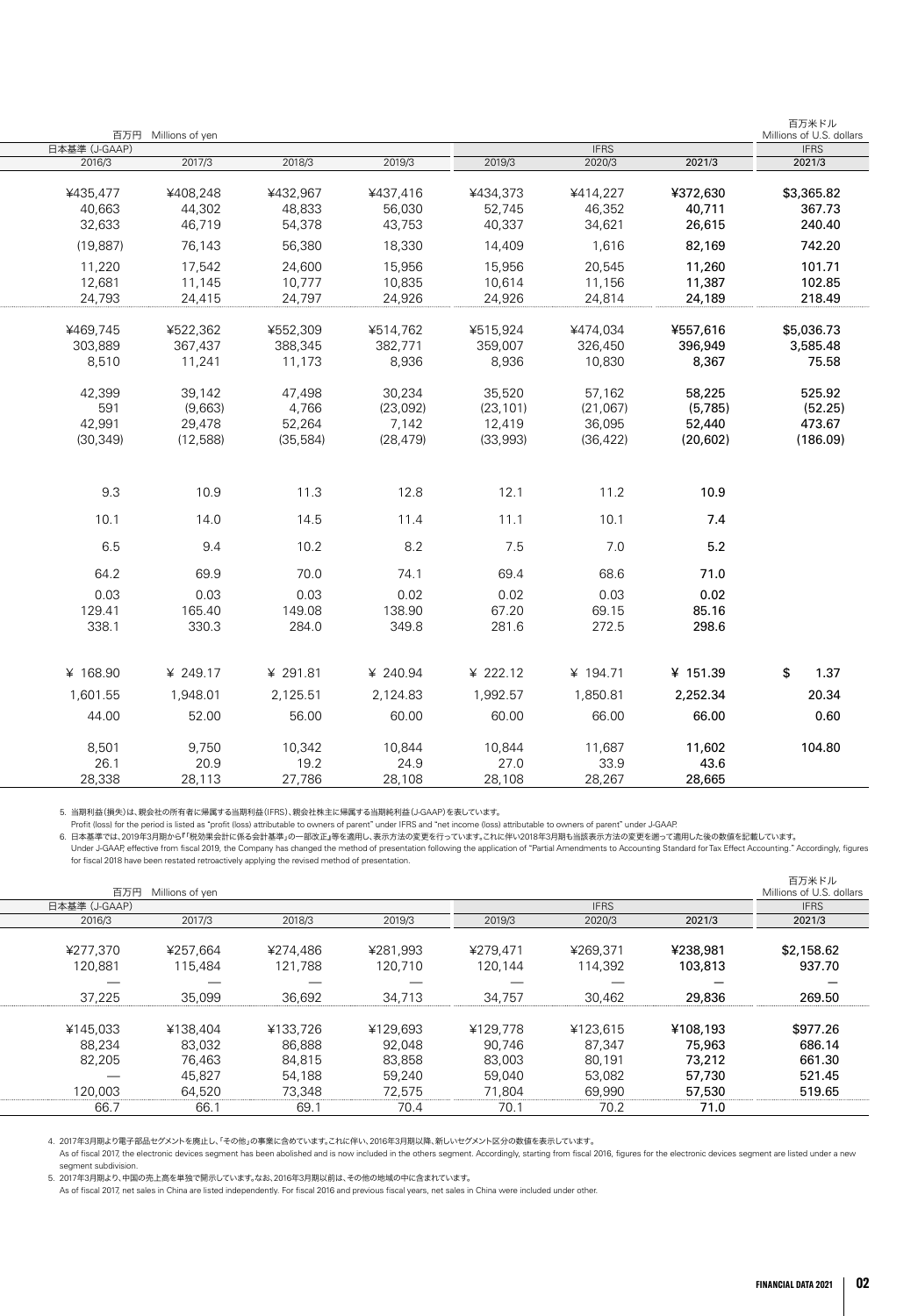| 百万円 Millions of yen | | | | | | | 百万米ドル Millions of U.S. dollars |
|---|---|---|---|---|---|---|---|
| 日本基準 (J-GAAP) | | | | IFRS | | | IFRS |
| 2016/3 | 2017/3 | 2018/3 | 2019/3 | 2019/3 | 2020/3 | 2021/3 | 2021/3 |
| ¥435,477 | ¥408,248 | ¥432,967 | ¥437,416 | ¥434,373 | ¥414,227 | ¥372,630 | $3,365.82 |
| 40,663 | 44,302 | 48,833 | 56,030 | 52,745 | 46,352 | 40,711 | 367.73 |
| 32,633 | 46,719 | 54,378 | 43,753 | 40,337 | 34,621 | 26,615 | 240.40 |
| (19,887) | 76,143 | 56,380 | 18,330 | 14,409 | 1,616 | 82,169 | 742.20 |
| 11,220 | 17,542 | 24,600 | 15,956 | 15,956 | 20,545 | 11,260 | 101.71 |
| 12,681 | 11,145 | 10,777 | 10,835 | 10,614 | 11,156 | 11,387 | 102.85 |
| 24,793 | 24,415 | 24,797 | 24,926 | 24,926 | 24,814 | 24,189 | 218.49 |
| ¥469,745 | ¥522,362 | ¥552,309 | ¥514,762 | ¥515,924 | ¥474,034 | ¥557,616 | $5,036.73 |
| 303,889 | 367,437 | 388,345 | 382,771 | 359,007 | 326,450 | 396,949 | 3,585.48 |
| 8,510 | 11,241 | 11,173 | 8,936 | 8,936 | 10,830 | 8,367 | 75.58 |
| 42,399 | 39,142 | 47,498 | 30,234 | 35,520 | 57,162 | 58,225 | 525.92 |
| 591 | (9,663) | 4,766 | (23,092) | (23,101) | (21,067) | (5,785) | (52.25) |
| 42,991 | 29,478 | 52,264 | 7,142 | 12,419 | 36,095 | 52,440 | 473.67 |
| (30,349) | (12,588) | (35,584) | (28,479) | (33,993) | (36,422) | (20,602) | (186.09) |
| 9.3 | 10.9 | 11.3 | 12.8 | 12.1 | 11.2 | 10.9 | |
| 10.1 | 14.0 | 14.5 | 11.4 | 11.1 | 10.1 | 7.4 | |
| 6.5 | 9.4 | 10.2 | 8.2 | 7.5 | 7.0 | 5.2 | |
| 64.2 | 69.9 | 70.0 | 74.1 | 69.4 | 68.6 | 71.0 | |
| 0.03 | 0.03 | 0.03 | 0.02 | 0.02 | 0.03 | 0.02 | |
| 129.41 | 165.40 | 149.08 | 138.90 | 67.20 | 69.15 | 85.16 | |
| 338.1 | 330.3 | 284.0 | 349.8 | 281.6 | 272.5 | 298.6 | |
| ¥ 168.90 | ¥ 249.17 | ¥ 291.81 | ¥ 240.94 | ¥ 222.12 | ¥ 194.71 | ¥ 151.39 | $ 1.37 |
| 1,601.55 | 1,948.01 | 2,125.51 | 2,124.83 | 1,992.57 | 1,850.81 | 2,252.34 | 20.34 |
| 44.00 | 52.00 | 56.00 | 60.00 | 60.00 | 66.00 | 66.00 | 0.60 |
| 8,501 | 9,750 | 10,342 | 10,844 | 10,844 | 11,687 | 11,602 | 104.80 |
| 26.1 | 20.9 | 19.2 | 24.9 | 27.0 | 33.9 | 43.6 | |
| 28,338 | 28,113 | 27,786 | 28,108 | 28,108 | 28,267 | 28,665 | |

5. 当期利益(損失)は、親会社の所有者に帰属する当期利益(IFRS)、親会社株主に帰属する当期純利益(J-GAAP)を表しています。
Profit (loss) for the period is listed as "profit (loss) attributable to owners of parent" under IFRS and "net income (loss) attributable to owners of parent" under J-GAAP.

6. 日本基準では、2019年3月期から『「税効果会計に係る会計基準」の一部改正』等を適用し、表示方法の変更を行っています。これに伴い2018年3月期も当該表示方法の変更を遡って適用した後の数値を記載しています。
Under J-GAAP, effective from fiscal 2019, the Company has changed the method of presentation following the application of "Partial Amendments to Accounting Standard for Tax Effect Accounting." Accordingly, figures for fiscal 2018 have been restated retroactively applying the revised method of presentation.

| 百万円 Millions of yen | | | | | | | 百万米ドル Millions of U.S. dollars |
|---|---|---|---|---|---|---|---|
| 日本基準 (J-GAAP) | | | | IFRS | | | IFRS |
| 2016/3 | 2017/3 | 2018/3 | 2019/3 | 2019/3 | 2020/3 | 2021/3 | 2021/3 |
| ¥277,370 | ¥257,664 | ¥274,486 | ¥281,993 | ¥279,471 | ¥269,371 | ¥238,981 | $2,158.62 |
| 120,881 | 115,484 | 121,788 | 120,710 | 120,144 | 114,392 | 103,813 | 937.70 |
| — | — | — | — | — | — | — | — |
| 37,225 | 35,099 | 36,692 | 34,713 | 34,757 | 30,462 | 29,836 | 269.50 |
| ¥145,033 | ¥138,404 | ¥133,726 | ¥129,693 | ¥129,778 | ¥123,615 | ¥108,193 | $977.26 |
| 88,234 | 83,032 | 86,888 | 92,048 | 90,746 | 87,347 | 75,963 | 686.14 |
| 82,205 | 76,463 | 84,815 | 83,858 | 83,003 | 80,191 | 73,212 | 661.30 |
| — | 45,827 | 54,188 | 59,240 | 59,040 | 53,082 | 57,730 | 521.45 |
| 120,003 | 64,520 | 73,348 | 72,575 | 71,804 | 69,990 | 57,530 | 519.65 |
| 66.7 | 66.1 | 69.1 | 70.4 | 70.1 | 70.2 | 71.0 | |

4. 2017年3月期より電子部品セグメントを廃止し、「その他」の事業に含めています。これに伴い、2016年3月期以降、新しいセグメント区分の数値を表示しています。
As of fiscal 2017, the electronic devices segment has been abolished and is now included in the others segment. Accordingly, starting from fiscal 2016, figures for the electronic devices segment are listed under a new segment subdivision.

5. 2017年3月期より、中国の売上高を単独で開示しています。なお、2016年3月期以前は、その他の地域の中に含まれています。
As of fiscal 2017, net sales in China are listed independently. For fiscal 2016 and previous fiscal years, net sales in China were included under other.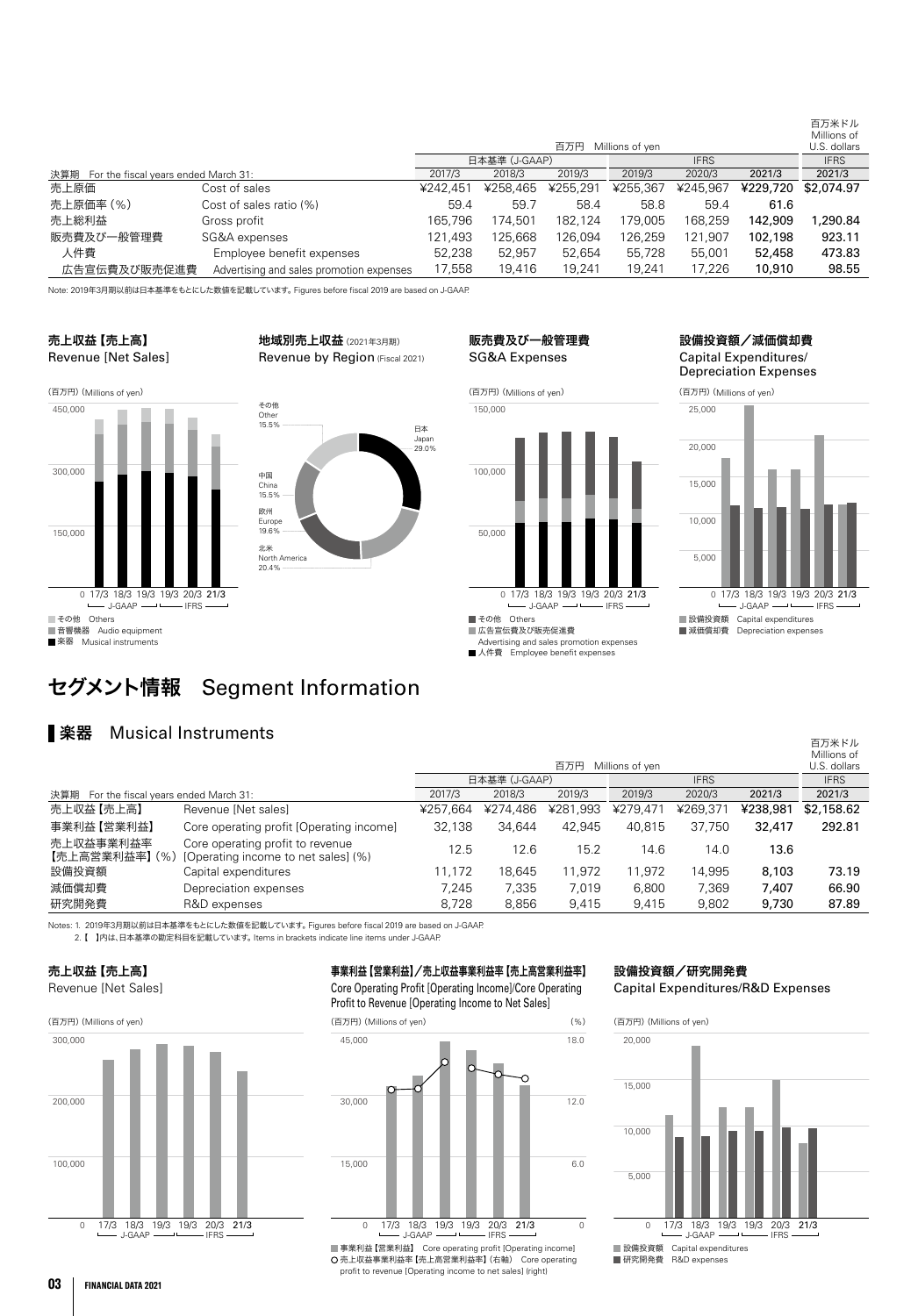| 決算期 For the fiscal years ended March 31: | | 百万円 Millions of yen | | | | | | 百万米ドル Millions of U.S. dollars |
|---|---|---|---|---|---|---|---|---|
| | | 日本基準 (J-GAAP) | | | IFRS | | | IFRS |
| | | 2017/3 | 2018/3 | 2019/3 | 2019/3 | 2020/3 | 2021/3 | 2021/3 |
| 売上原価 | Cost of sales | ¥242,451 | ¥258,465 | ¥255,291 | ¥255,367 | ¥245,967 | ¥229,720 | $2,074.97 |
| 売上原価率 (%) | Cost of sales ratio (%) | 59.4 | 59.7 | 58.4 | 58.8 | 59.4 | 61.6 | |
| 売上総利益 | Gross profit | 165,796 | 174,501 | 182,124 | 179,005 | 168,259 | 142,909 | 1,290.84 |
| 販売費及び一般管理費 | SG&A expenses | 121,493 | 125,668 | 126,094 | 126,259 | 121,907 | 102,198 | 923.11 |
| 人件費 | Employee benefit expenses | 52,238 | 52,957 | 52,654 | 55,728 | 55,001 | 52,458 | 473.83 |
| 広告宣伝費及び販売促進費 | Advertising and sales promotion expenses | 17,558 | 19,416 | 19,241 | 19,241 | 17,226 | 10,910 | 98.55 |

Note: 2019年3月期以前は日本基準をもとにした数値を記載しています。Figures before fiscal 2019 are based on J-GAAP.

**売上収益【売上高】**
Revenue [Net Sales]

(百万円) (Millions of yen)

■ その他 Others
■ 音響機器 Audio equipment
■ 楽器 Musical instruments

**地域別売上収益** (2021年3月期)
Revenue by Region (Fiscal 2021)

日本 Japan 29.0%
北米 North America 20.4%
欧州 Europe 19.6%
中国 China 15.5%
その他 Other 15.5%

**販売費及び一般管理費**
SG&A Expenses

(百万円) (Millions of yen)

■ その他 Others
■ 広告宣伝費及び販売促進費 Advertising and sales promotion expenses
■ 人件費 Employee benefit expenses

**設備投資額／減価償却費**
Capital Expenditures/Depreciation Expenses

(百万円) (Millions of yen)

■ 設備投資額 Capital expenditures
■ 減価償却費 Depreciation expenses

# セグメント情報 Segment Information

## 楽器 Musical Instruments

| 決算期 For the fiscal years ended March 31: | | 百万円 Millions of yen | | | | | | 百万米ドル Millions of U.S. dollars |
|---|---|---|---|---|---|---|---|---|
| | | 日本基準 (J-GAAP) | | | IFRS | | | IFRS |
| | | 2017/3 | 2018/3 | 2019/3 | 2019/3 | 2020/3 | 2021/3 | 2021/3 |
| 売上収益【売上高】 | Revenue [Net sales] | ¥257,664 | ¥274,486 | ¥281,993 | ¥279,471 | ¥269,371 | ¥238,981 | $2,158.62 |
| 事業利益【営業利益】 | Core operating profit [Operating income] | 32,138 | 34,644 | 42,945 | 40,815 | 37,750 | 32,417 | 292.81 |
| 売上収益事業利益率【売上高営業利益率】(%) | Core operating profit to revenue [Operating income to net sales] (%) | 12.5 | 12.6 | 15.2 | 14.6 | 14.0 | 13.6 | |
| 設備投資額 | Capital expenditures | 11,172 | 18,645 | 11,972 | 11,972 | 14,995 | 8,103 | 73.19 |
| 減価償却費 | Depreciation expenses | 7,245 | 7,335 | 7,019 | 6,800 | 7,369 | 7,407 | 66.90 |
| 研究開発費 | R&D expenses | 8,728 | 8,856 | 9,415 | 9,415 | 9,802 | 9,730 | 87.89 |

Notes: 1. 2019年3月期以前は日本基準をもとにした数値を記載しています。Figures before fiscal 2019 are based on J-GAAP.
2. 【 】内は、日本基準の勘定科目を記載しています。Items in brackets indicate line items under J-GAAP.

**売上収益【売上高】**
Revenue [Net Sales]

(百万円) (Millions of yen)

**事業利益【営業利益】／売上収益事業利益率【売上高営業利益率】**
Core Operating Profit [Operating Income]/Core Operating Profit to Revenue [Operating Income to Net Sales]

(百万円) (Millions of yen) (%)

■ 事業利益【営業利益】 Core operating profit [Operating income]
○ 売上収益事業利益率【売上高営業利益率】(右軸) Core operating profit to revenue [Operating income to net sales] (right)

**設備投資額／研究開発費**
Capital Expenditures/R&D Expenses

(百万円) (Millions of yen)

■ 設備投資額 Capital expenditures
■ 研究開発費 R&D expenses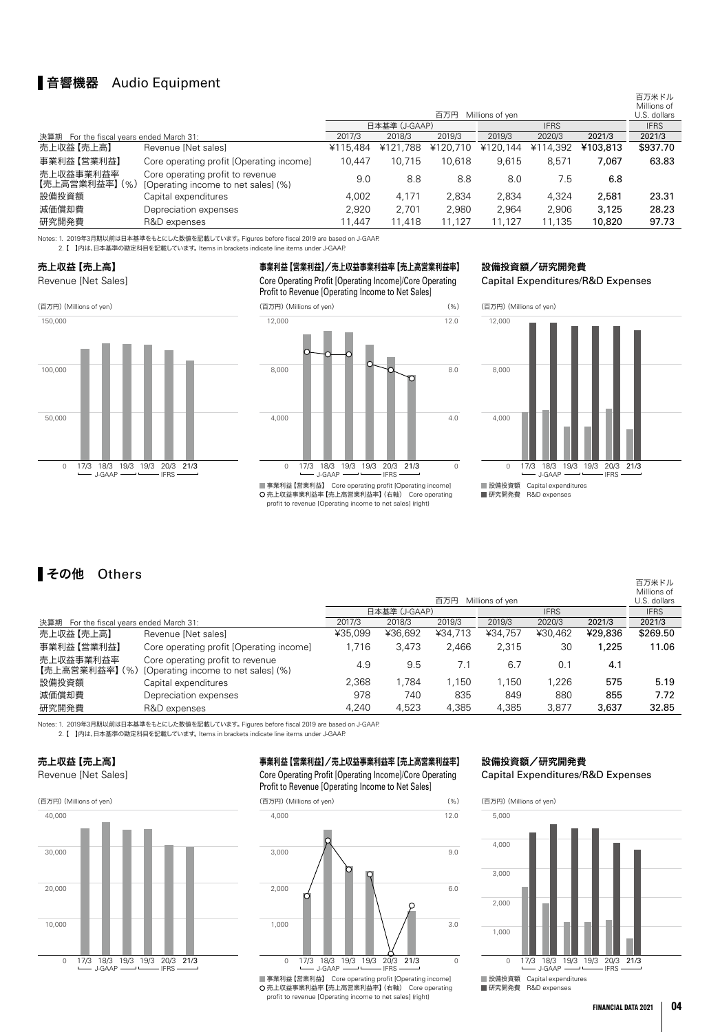## 音響機器　Audio Equipment

| 決算期　For the fiscal years ended March 31: | | 百万円　Millions of yen | | | | | | 百万米ドル Millions of U.S. dollars |
|---|---|---|---|---|---|---|---|---|
| | | 日本基準 (J-GAAP) | | | IFRS | | | IFRS |
| | | 2017/3 | 2018/3 | 2019/3 | 2019/3 | 2020/3 | 2021/3 | 2021/3 |
| 売上収益【売上高】 | Revenue [Net sales] | ¥115,484 | ¥121,788 | ¥120,710 | ¥120,144 | ¥114,392 | ¥103,813 | $937.70 |
| 事業利益【営業利益】 | Core operating profit [Operating income] | 10,447 | 10,715 | 10,618 | 9,615 | 8,571 | 7,067 | 63.83 |
| 売上収益事業利益率【売上高営業利益率】(%) | Core operating profit to revenue [Operating income to net sales] (%) | 9.0 | 8.8 | 8.8 | 8.0 | 7.5 | 6.8 | |
| 設備投資額 | Capital expenditures | 4,002 | 4,171 | 2,834 | 2,834 | 4,324 | 2,581 | 23.31 |
| 減価償却費 | Depreciation expenses | 2,920 | 2,701 | 2,980 | 2,964 | 2,906 | 3,125 | 28.23 |
| 研究開発費 | R&D expenses | 11,447 | 11,418 | 11,127 | 11,127 | 11,135 | 10,820 | 97.73 |

Notes: 1. 2019年3月期以前は日本基準をもとにした数値を記載しています。Figures before fiscal 2019 are based on J-GAAP.
2. 【　】内は、日本基準の勘定科目を記載しています。Items in brackets indicate line items under J-GAAP.

**売上収益【売上高】**
Revenue [Net Sales]

**事業利益【営業利益】／売上収益事業利益率【売上高営業利益率】**
Core Operating Profit [Operating Income]/Core Operating Profit to Revenue [Operating Income to Net Sales]

■ 事業利益【営業利益】 Core operating profit [Operating income]
○ 売上収益事業利益率【売上高営業利益率】(右軸) Core operating profit to revenue [Operating income to net sales] (right)

**設備投資額／研究開発費**
Capital Expenditures/R&D Expenses

■ 設備投資額 Capital expenditures
■ 研究開発費 R&D expenses

## その他　Others

| 決算期　For the fiscal years ended March 31: | | 百万円　Millions of yen | | | | | | 百万米ドル Millions of U.S. dollars |
|---|---|---|---|---|---|---|---|---|
| | | 日本基準 (J-GAAP) | | | IFRS | | | IFRS |
| | | 2017/3 | 2018/3 | 2019/3 | 2019/3 | 2020/3 | 2021/3 | 2021/3 |
| 売上収益【売上高】 | Revenue [Net sales] | ¥35,099 | ¥36,692 | ¥34,713 | ¥34,757 | ¥30,462 | ¥29,836 | $269.50 |
| 事業利益【営業利益】 | Core operating profit [Operating income] | 1,716 | 3,473 | 2,466 | 2,315 | 30 | 1,225 | 11.06 |
| 売上収益事業利益率【売上高営業利益率】(%) | Core operating profit to revenue [Operating income to net sales] (%) | 4.9 | 9.5 | 7.1 | 6.7 | 0.1 | 4.1 | |
| 設備投資額 | Capital expenditures | 2,368 | 1,784 | 1,150 | 1,150 | 1,226 | 575 | 5.19 |
| 減価償却費 | Depreciation expenses | 978 | 740 | 835 | 849 | 880 | 855 | 7.72 |
| 研究開発費 | R&D expenses | 4,240 | 4,523 | 4,385 | 4,385 | 3,877 | 3,637 | 32.85 |

Notes: 1. 2019年3月期以前は日本基準をもとにした数値を記載しています。Figures before fiscal 2019 are based on J-GAAP.
2. 【　】内は、日本基準の勘定科目を記載しています。Items in brackets indicate line items under J-GAAP.

**売上収益【売上高】**
Revenue [Net Sales]

**事業利益【営業利益】／売上収益事業利益率【売上高営業利益率】**
Core Operating Profit [Operating Income]/Core Operating Profit to Revenue [Operating Income to Net Sales]

■ 事業利益【営業利益】 Core operating profit [Operating income]
○ 売上収益事業利益率【売上高営業利益率】(右軸) Core operating profit to revenue [Operating income to net sales] (right)

**設備投資額／研究開発費**
Capital Expenditures/R&D Expenses

■ 設備投資額 Capital expenditures
■ 研究開発費 R&D expenses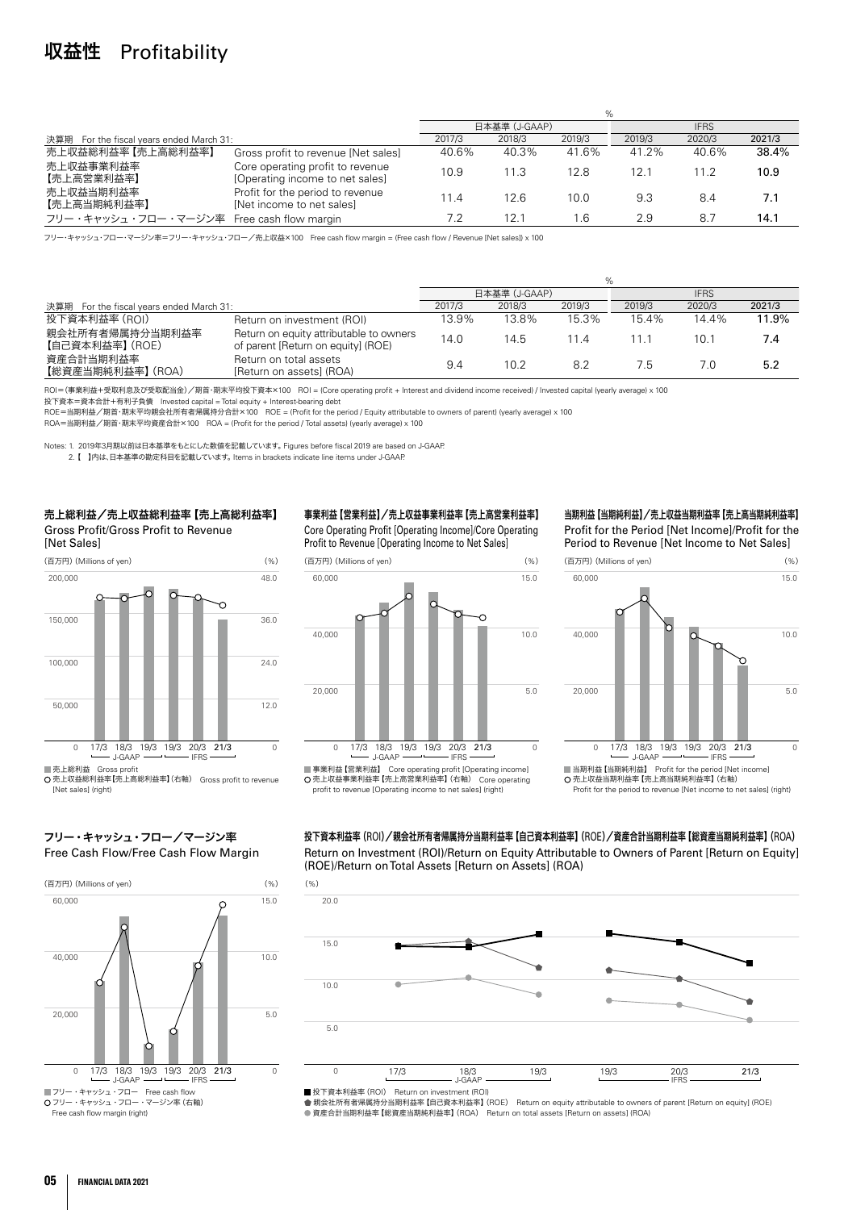# 収益性 Profitability

| 決算期 For the fiscal years ended March 31: | | 日本基準 (J-GAAP) | | | IFRS | | |
|---|---|---|---|---|---|---|---|
| | | 2017/3 | 2018/3 | 2019/3 | 2019/3 | 2020/3 | 2021/3 |
| 売上収益総利益率【売上高総利益率】 | Gross profit to revenue [Net sales] | 40.6% | 40.3% | 41.6% | 41.2% | 40.6% | 38.4% |
| 売上収益事業利益率【売上高営業利益率】 | Core operating profit to revenue [Operating income to net sales] | 10.9 | 11.3 | 12.8 | 12.1 | 11.2 | 10.9 |
| 売上収益当期利益率【売上高当期純利益率】 | Profit for the period to revenue [Net income to net sales] | 11.4 | 12.6 | 10.0 | 9.3 | 8.4 | 7.1 |
| フリー・キャッシュ・フロー・マージン率 | Free cash flow margin | 7.2 | 12.1 | 1.6 | 2.9 | 8.7 | 14.1 |

フリー・キャッシュ・フロー・マージン率＝フリー・キャッシュ・フロー／売上収益×100 Free cash flow margin = (Free cash flow / Revenue [Net sales]) x 100

| 決算期 For the fiscal years ended March 31: | | 日本基準 (J-GAAP) | | | IFRS | | |
|---|---|---|---|---|---|---|---|
| | | 2017/3 | 2018/3 | 2019/3 | 2019/3 | 2020/3 | 2021/3 |
| 投下資本利益率 (ROI) | Return on investment (ROI) | 13.9% | 13.8% | 15.3% | 15.4% | 14.4% | 11.9% |
| 親会社所有者帰属持分当期利益率【自己資本利益率】(ROE) | Return on equity attributable to owners of parent [Return on equity] (ROE) | 14.0 | 14.5 | 11.4 | 11.1 | 10.1 | 7.4 |
| 資産合計当期利益率【総資産当期純利益率】(ROA) | Return on total assets [Return on assets] (ROA) | 9.4 | 10.2 | 8.2 | 7.5 | 7.0 | 5.2 |

ROI＝(事業利益＋受取利息及び受取配当金)／期首・期末平均投下資本×100 ROI = (Core operating profit + Interest and dividend income received) / Invested capital (yearly average) x 100

投下資本＝資本合計＋有利子負債 Invested capital = Total equity + Interest-bearing debt

ROE＝当期利益／期首・期末平均親会社所有者帰属持分合計×100 ROE = (Profit for the period / Equity attributable to owners of parent) (yearly average) x 100

ROA＝当期利益／期首・期末平均資産合計×100 ROA = (Profit for the period / Total assets) (yearly average) x 100

Notes: 1. 2019年3月期以前は日本基準をもとにした数値を記載しています。Figures before fiscal 2019 are based on J-GAAP.
2. 【 】内は、日本基準の勘定科目を記載しています。Items in brackets indicate line items under J-GAAP.

### 売上総利益／売上収益総利益率【売上高総利益率】
Gross Profit/Gross Profit to Revenue [Net Sales]

■ 売上総利益 Gross profit
○ 売上収益総利益率【売上高総利益率】(右軸) Gross profit to revenue [Net sales] (right)

### 事業利益【営業利益】／売上収益事業利益率【売上高営業利益率】
Core Operating Profit [Operating Income]/Core Operating Profit to Revenue [Operating Income to Net Sales]

■ 事業利益【営業利益】 Core operating profit [Operating income]
○ 売上収益事業利益率【売上高営業利益率】(右軸) Core operating profit to revenue [Operating income to net sales] (right)

### 当期利益【当期純利益】／売上収益当期利益率【売上高当期純利益率】
Profit for the Period [Net Income]/Profit for the Period to Revenue [Net Income to Net Sales]

■ 当期利益【当期純利益】 Profit for the period [Net income]
○ 売上収益当期利益率【売上高当期純利益率】(右軸) Profit for the period to revenue [Net income to net sales] (right)

### フリー・キャッシュ・フロー／マージン率
Free Cash Flow/Free Cash Flow Margin

■ フリー・キャッシュ・フロー Free cash flow
○ フリー・キャッシュ・フロー・マージン率 (右軸) Free cash flow margin (right)

### 投下資本利益率 (ROI)／親会社所有者帰属持分当期利益率【自己資本利益率】(ROE)／資産合計当期利益率【総資産当期純利益率】(ROA)
Return on Investment (ROI)/Return on Equity Attributable to Owners of Parent [Return on Equity] (ROE)/Return on Total Assets [Return on Assets] (ROA)

■ 投下資本利益率 (ROI) Return on investment (ROI)
⬟ 親会社所有者帰属持分当期利益率【自己資本利益率】(ROE) Return on equity attributable to owners of parent [Return on equity] (ROE)
● 資産合計当期利益率【総資産当期純利益率】(ROA) Return on total assets [Return on assets] (ROA)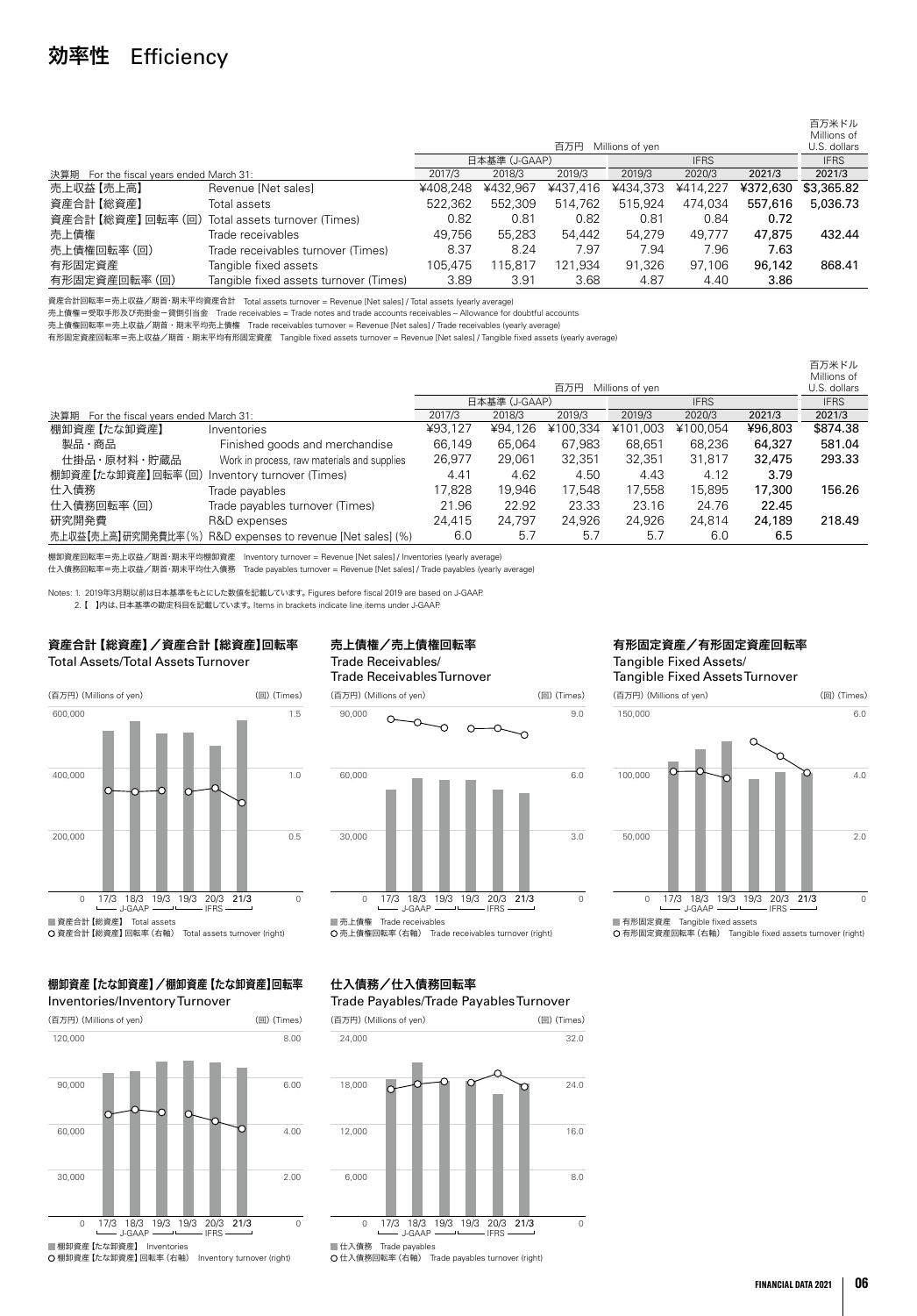# 効率性 Efficiency

| 決算期 For the fiscal years ended March 31: | | 百万円 Millions of yen | | | | | | 百万米ドル Millions of U.S. dollars |
|---|---|---|---|---|---|---|---|---|
| | | 日本基準 (J-GAAP) | | | IFRS | | | IFRS |
| | | 2017/3 | 2018/3 | 2019/3 | 2019/3 | 2020/3 | 2021/3 | 2021/3 |
| 売上収益【売上高】 | Revenue [Net sales] | ¥408,248 | ¥432,967 | ¥437,416 | ¥434,373 | ¥414,227 | ¥372,630 | $3,365.82 |
| 資産合計【総資産】 | Total assets | 522,362 | 552,309 | 514,762 | 515,924 | 474,034 | 557,616 | 5,036.73 |
| 資産合計【総資産】回転率 (回) | Total assets turnover (Times) | 0.82 | 0.81 | 0.82 | 0.81 | 0.84 | 0.72 | |
| 売上債権 | Trade receivables | 49,756 | 55,283 | 54,442 | 54,279 | 49,777 | 47,875 | 432.44 |
| 売上債権回転率 (回) | Trade receivables turnover (Times) | 8.37 | 8.24 | 7.97 | 7.94 | 7.96 | 7.63 | |
| 有形固定資産 | Tangible fixed assets | 105,475 | 115,817 | 121,934 | 91,326 | 97,106 | 96,142 | 868.41 |
| 有形固定資産回転率 (回) | Tangible fixed assets turnover (Times) | 3.89 | 3.91 | 3.68 | 4.87 | 4.40 | 3.86 | |

資産合計回転率＝売上収益／期首・期末平均資産合計 Total assets turnover = Revenue [Net sales] / Total assets (yearly average)
売上債権＝受取手形及び売掛金－貸倒引当金 Trade receivables = Trade notes and trade accounts receivables – Allowance for doubtful accounts
売上債権回転率＝売上収益／期首・期末平均売上債権 Trade receivables turnover = Revenue [Net sales] / Trade receivables (yearly average)
有形固定資産回転率＝売上収益／期首・期末平均有形固定資産 Tangible fixed assets turnover = Revenue [Net sales] / Tangible fixed assets (yearly average)

| 決算期 For the fiscal years ended March 31: | | 百万円 Millions of yen | | | | | | 百万米ドル Millions of U.S. dollars |
|---|---|---|---|---|---|---|---|---|
| | | 日本基準 (J-GAAP) | | | IFRS | | | IFRS |
| | | 2017/3 | 2018/3 | 2019/3 | 2019/3 | 2020/3 | 2021/3 | 2021/3 |
| 棚卸資産【たな卸資産】 | Inventories | ¥93,127 | ¥94,126 | ¥100,334 | ¥101,003 | ¥100,054 | ¥96,803 | $874.38 |
| 製品・商品 | Finished goods and merchandise | 66,149 | 65,064 | 67,983 | 68,651 | 68,236 | 64,327 | 581.04 |
| 仕掛品・原材料・貯蔵品 | Work in process, raw materials and supplies | 26,977 | 29,061 | 32,351 | 32,351 | 31,817 | 32,475 | 293.33 |
| 棚卸資産【たな卸資産】回転率 (回) | Inventory turnover (Times) | 4.41 | 4.62 | 4.50 | 4.43 | 4.12 | 3.79 | |
| 仕入債務 | Trade payables | 17,828 | 19,946 | 17,548 | 17,558 | 15,895 | 17,300 | 156.26 |
| 仕入債務回転率 (回) | Trade payables turnover (Times) | 21.96 | 22.92 | 23.33 | 23.16 | 24.76 | 22.45 | |
| 研究開発費 | R&D expenses | 24,415 | 24,797 | 24,926 | 24,926 | 24,814 | 24,189 | 218.49 |
| 売上収益【売上高】研究開発費比率 (%) | R&D expenses to revenue [Net sales] (%) | 6.0 | 5.7 | 5.7 | 5.7 | 6.0 | 6.5 | |

棚卸資産回転率＝売上収益／期首・期末平均棚卸資産 Inventory turnover = Revenue [Net sales] / Inventories (yearly average)
仕入債務回転率＝売上収益／期首・期末平均仕入債務 Trade payables turnover = Revenue [Net sales] / Trade payables (yearly average)

Notes: 1. 2019年3月期以前は日本基準をもとにした数値を記載しています。Figures before fiscal 2019 are based on J-GAAP.
2. 【 】内は、日本基準の勘定科目を記載しています。Items in brackets indicate line items under J-GAAP.

### 資産合計【総資産】／資産合計【総資産】回転率 Total Assets/Total Assets Turnover

(百万円) (Millions of yen) (回) (Times)

■ 資産合計【総資産】 Total assets
○ 資産合計【総資産】回転率 (右軸) Total assets turnover (right)

### 売上債権／売上債権回転率 Trade Receivables/Trade Receivables Turnover

(百万円) (Millions of yen) (回) (Times)

■ 売上債権 Trade receivables
○ 売上債権回転率 (右軸) Trade receivables turnover (right)

### 有形固定資産／有形固定資産回転率 Tangible Fixed Assets/Tangible Fixed Assets Turnover

(百万円) (Millions of yen) (回) (Times)

■ 有形固定資産 Tangible fixed assets
○ 有形固定資産回転率 (右軸) Tangible fixed assets turnover (right)

### 棚卸資産【たな卸資産】／棚卸資産【たな卸資産】回転率 Inventories/Inventory Turnover

(百万円) (Millions of yen) (回) (Times)

■ 棚卸資産【たな卸資産】 Inventories
○ 棚卸資産【たな卸資産】回転率 (右軸) Inventory turnover (right)

### 仕入債務／仕入債務回転率 Trade Payables/Trade Payables Turnover

(百万円) (Millions of yen) (回) (Times)

■ 仕入債務 Trade payables
○ 仕入債務回転率 (右軸) Trade payables turnover (right)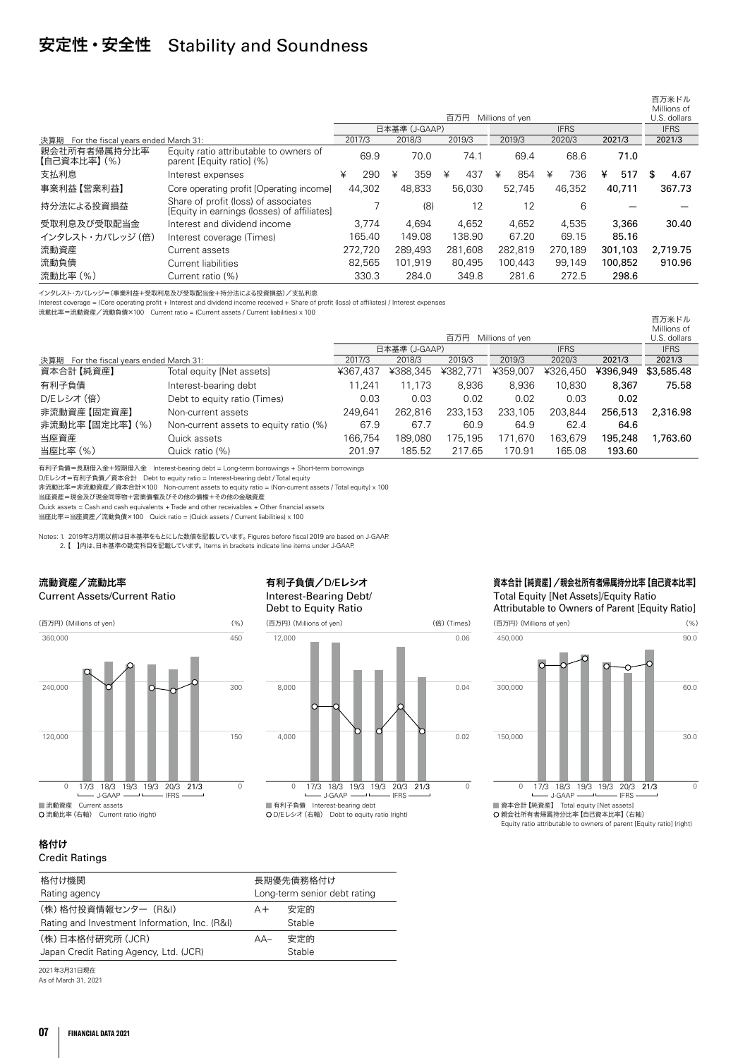# 安定性・安全性 Stability and Soundness

| 決算期 For the fiscal years ended March 31: | | 百万円 Millions of yen 日本基準 (J-GAAP) 2017/3 | 2018/3 | 2019/3 | IFRS 2019/3 | 2020/3 | 2021/3 | 百万米ドル Millions of U.S. dollars IFRS 2021/3 |
|---|---|---|---|---|---|---|---|---|
| 親会社所有者帰属持分比率【自己資本比率】(%) | Equity ratio attributable to owners of parent [Equity ratio] (%) | 69.9 | 70.0 | 74.1 | 69.4 | 68.6 | 71.0 | |
| 支払利息 | Interest expenses | ¥ 290 | ¥ 359 | ¥ 437 | ¥ 854 | ¥ 736 | ¥ 517 | $ 4.67 |
| 事業利益【営業利益】 | Core operating profit [Operating income] | 44,302 | 48,833 | 56,030 | 52,745 | 46,352 | 40,711 | 367.73 |
| 持分法による投資損益 | Share of profit (loss) of associates [Equity in earnings (losses) of affiliates] | 7 | (8) | 12 | 12 | 6 | — | — |
| 受取利息及び受取配当金 | Interest and dividend income | 3,774 | 4,694 | 4,652 | 4,652 | 4,535 | 3,366 | 30.40 |
| インタレスト・カバレッジ(倍) | Interest coverage (Times) | 165.40 | 149.08 | 138.90 | 67.20 | 69.15 | 85.16 | |
| 流動資産 | Current assets | 272,720 | 289,493 | 281,608 | 282,819 | 270,189 | 301,103 | 2,719.75 |
| 流動負債 | Current liabilities | 82,565 | 101,919 | 80,495 | 100,443 | 99,149 | 100,852 | 910.96 |
| 流動比率(%) | Current ratio (%) | 330.3 | 284.0 | 349.8 | 281.6 | 272.5 | 298.6 | |

インタレスト・カバレッジ=(事業利益+受取利息及び受取配当金+持分法による投資損益)/支払利息
Interest coverage = (Core operating profit + Interest and dividend income received + Share of profit (loss) of affiliates) / Interest expenses
流動比率=流動資産/流動負債×100 Current ratio = (Current assets / Current liabilities) x 100

| 決算期 For the fiscal years ended March 31: | | 百万円 Millions of yen 日本基準 (J-GAAP) 2017/3 | 2018/3 | 2019/3 | IFRS 2019/3 | 2020/3 | 2021/3 | 百万米ドル Millions of U.S. dollars IFRS 2021/3 |
|---|---|---|---|---|---|---|---|---|
| 資本合計【純資産】 | Total equity [Net assets] | ¥367,437 | ¥388,345 | ¥382,771 | ¥359,007 | ¥326,450 | ¥396,949 | $3,585.48 |
| 有利子負債 | Interest-bearing debt | 11,241 | 11,173 | 8,936 | 8,936 | 10,830 | 8,367 | 75.58 |
| D/Eレシオ(倍) | Debt to equity ratio (Times) | 0.03 | 0.03 | 0.02 | 0.02 | 0.03 | 0.02 | |
| 非流動資産【固定資産】 | Non-current assets | 249,641 | 262,816 | 233,153 | 233,105 | 203,844 | 256,513 | 2,316.98 |
| 非流動比率【固定比率】(%) | Non-current assets to equity ratio (%) | 67.9 | 67.7 | 60.9 | 64.9 | 62.4 | 64.6 | |
| 当座資産 | Quick assets | 166,754 | 189,080 | 175,195 | 171,670 | 163,679 | 195,248 | 1,763.60 |
| 当座比率(%) | Quick ratio (%) | 201.97 | 185.52 | 217.65 | 170.91 | 165.08 | 193.60 | |

有利子負債=長期借入金+短期借入金 Interest-bearing debt = Long-term borrowings + Short-term borrowings
D/Eレシオ=有利子負債/資本合計 Debt to equity ratio = Interest-bearing debt / Total equity
非流動比率=非流動資産/資本合計×100 Non-current assets to equity ratio = (Non-current assets / Total equity) x 100
当座資産=現金及び現金同等物+営業債権及びその他の債権+その他の金融資産
Quick assets = Cash and cash equivalents + Trade and other receivables + Other financial assets
当座比率=当座資産/流動負債×100 Quick ratio = (Quick assets / Current liabilities) x 100

Notes: 1. 2019年3月期以前は日本基準をもとにした数値を記載しています。Figures before fiscal 2019 are based on J-GAAP.
2. 【 】内は、日本基準の勘定科目を記載しています。Items in brackets indicate line items under J-GAAP.

### 流動資産/流動比率 Current Assets/Current Ratio

(百万円) (Millions of yen) / (%)

■ 流動資産 Current assets
○ 流動比率(右軸) Current ratio (right)

### 有利子負債/D/Eレシオ Interest-Bearing Debt/Debt to Equity Ratio

(百万円) (Millions of yen) / (倍) (Times)

■ 有利子負債 Interest-bearing debt
○ D/Eレシオ(右軸) Debt to equity ratio (right)

### 資本合計【純資産】/親会社所有者帰属持分比率【自己資本比率】 Total Equity [Net Assets]/Equity Ratio Attributable to Owners of Parent [Equity Ratio]

(百万円) (Millions of yen) / (%)

■ 資本合計【純資産】 Total equity [Net assets]
○ 親会社所有者帰属持分比率【自己資本比率】(右軸) Equity ratio attributable to owners of parent [Equity ratio] (right)

## 格付け
Credit Ratings

| 格付け機関 Rating agency | 長期優先債務格付け Long-term senior debt rating | |
|---|---|---|
| (株)格付投資情報センター (R&I) Rating and Investment Information, Inc. (R&I) | A+ | 安定的 Stable |
| (株)日本格付研究所 (JCR) Japan Credit Rating Agency, Ltd. (JCR) | AA– | 安定的 Stable |

2021年3月31日現在
As of March 31, 2021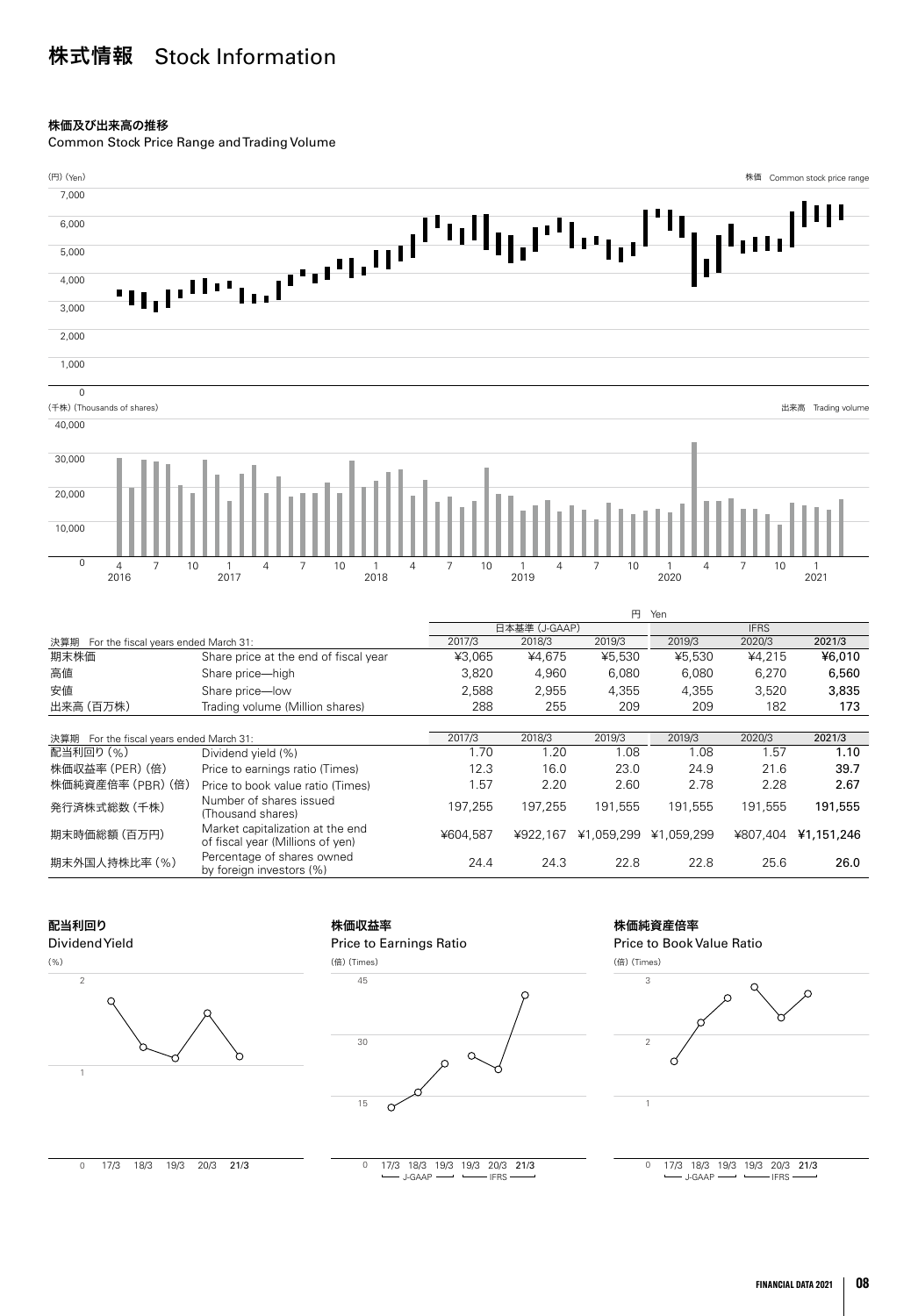# 株式情報 Stock Information

### 株価及び出来高の推移

Common Stock Price Range and Trading Volume

(円) (Yen) 株価 Common stock price range

(千株) (Thousands of shares) 出来高 Trading volume

| | | 円 Yen | | | | | |
|---|---|---|---|---|---|---|---|
| | | 日本基準 (J-GAAP) | | | IFRS | | |
| 決算期 | For the fiscal years ended March 31: | 2017/3 | 2018/3 | 2019/3 | 2019/3 | 2020/3 | **2021/3** |
| 期末株価 | Share price at the end of fiscal year | ¥3,065 | ¥4,675 | ¥5,530 | ¥5,530 | ¥4,215 | **¥6,010** |
| 高値 | Share price—high | 3,820 | 4,960 | 6,080 | 6,080 | 6,270 | **6,560** |
| 安値 | Share price—low | 2,588 | 2,955 | 4,355 | 4,355 | 3,520 | **3,835** |
| 出来高 (百万株) | Trading volume (Million shares) | 288 | 255 | 209 | 209 | 182 | **173** |

| 決算期 | For the fiscal years ended March 31: | 2017/3 | 2018/3 | 2019/3 | 2019/3 | 2020/3 | **2021/3** |
|---|---|---|---|---|---|---|---|
| 配当利回り (%) | Dividend yield (%) | 1.70 | 1.20 | 1.08 | 1.08 | 1.57 | **1.10** |
| 株価収益率 (PER) (倍) | Price to earnings ratio (Times) | 12.3 | 16.0 | 23.0 | 24.9 | 21.6 | **39.7** |
| 株価純資産倍率 (PBR) (倍) | Price to book value ratio (Times) | 1.57 | 2.20 | 2.60 | 2.78 | 2.28 | **2.67** |
| 発行済株式総数 (千株) | Number of shares issued (Thousand shares) | 197,255 | 197,255 | 191,555 | 191,555 | 191,555 | **191,555** |
| 期末時価総額 (百万円) | Market capitalization at the end of fiscal year (Millions of yen) | ¥604,587 | ¥922,167 | ¥1,059,299 | ¥1,059,299 | ¥807,404 | **¥1,151,246** |
| 期末外国人持株比率 (%) | Percentage of shares owned by foreign investors (%) | 24.4 | 24.3 | 22.8 | 22.8 | 25.6 | **26.0** |

### 配当利回り

Dividend Yield

(%)

### 株価収益率

Price to Earnings Ratio

(倍) (Times)

### 株価純資産倍率

Price to Book Value Ratio

(倍) (Times)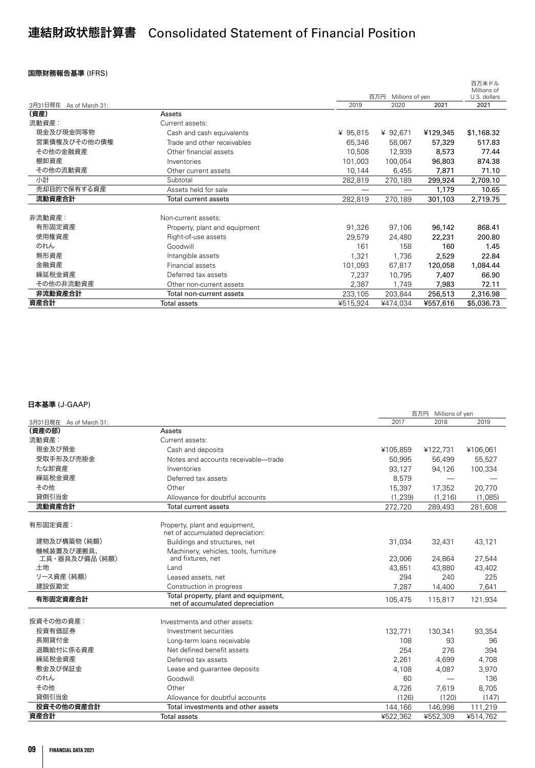# 連結財政状態計算書 Consolidated Statement of Financial Position

### 国際財務報告基準 (IFRS)

| 3月31日現在 As of March 31: | | 2019 | 2020 | 2021 | 2021 |
|---|---|---|---|---|---|
| | | 百万円 Millions of yen | | | 百万米ドル Millions of U.S. dollars |
| **(資産)** | Assets | | | | |
| 流動資産： | Current assets: | | | | |
| 現金及び現金同等物 | Cash and cash equivalents | ¥ 95,815 | ¥ 92,671 | ¥129,345 | $1,168.32 |
| 営業債権及びその他の債権 | Trade and other receivables | 65,346 | 58,067 | 57,329 | 517.83 |
| その他の金融資産 | Other financial assets | 10,508 | 12,939 | 8,573 | 77.44 |
| 棚卸資産 | Inventories | 101,003 | 100,054 | 96,803 | 874.38 |
| その他の流動資産 | Other current assets | 10,144 | 6,455 | 7,871 | 71.10 |
| 小計 | Subtotal | 282,819 | 270,189 | 299,924 | 2,709.10 |
| 売却目的で保有する資産 | Assets held for sale | — | — | 1,179 | 10.65 |
| **流動資産合計** | Total current assets | 282,819 | 270,189 | 301,103 | 2,719.75 |
| 非流動資産： | Non-current assets: | | | | |
| 有形固定資産 | Property, plant and equipment | 91,326 | 97,106 | 96,142 | 868.41 |
| 使用権資産 | Right-of-use assets | 29,579 | 24,480 | 22,231 | 200.80 |
| のれん | Goodwill | 161 | 158 | 160 | 1.45 |
| 無形資産 | Intangible assets | 1,321 | 1,736 | 2,529 | 22.84 |
| 金融資産 | Financial assets | 101,093 | 67,817 | 120,058 | 1,084.44 |
| 繰延税金資産 | Deferred tax assets | 7,237 | 10,795 | 7,407 | 66.90 |
| その他の非流動資産 | Other non-current assets | 2,387 | 1,749 | 7,983 | 72.11 |
| **非流動資産合計** | Total non-current assets | 233,105 | 203,844 | 256,513 | 2,316.98 |
| **資産合計** | Total assets | ¥515,924 | ¥474,034 | ¥557,616 | $5,036.73 |

### 日本基準 (J-GAAP)

| 3月31日現在 As of March 31: | | 2017 | 2018 | 2019 |
|---|---|---|---|---|
| | | 百万円 Millions of yen | | |
| **(資産の部)** | Assets | | | |
| 流動資産： | Current assets: | | | |
| 現金及び預金 | Cash and deposits | ¥105,859 | ¥122,731 | ¥106,061 |
| 受取手形及び売掛金 | Notes and accounts receivable—trade | 50,995 | 56,499 | 55,527 |
| たな卸資産 | Inventories | 93,127 | 94,126 | 100,334 |
| 繰延税金資産 | Deferred tax assets | 8,579 | — | — |
| その他 | Other | 15,397 | 17,352 | 20,770 |
| 貸倒引当金 | Allowance for doubtful accounts | (1,239) | (1,216) | (1,085) |
| **流動資産合計** | Total current assets | 272,720 | 289,493 | 281,608 |
| 有形固定資産： | Property, plant and equipment, net of accumulated depreciation: | | | |
| 建物及び構築物（純額） | Buildings and structures, net | 31,034 | 32,431 | 43,121 |
| 機械装置及び運搬具、工具・器具及び備品（純額） | Machinery, vehicles, tools, furniture and fixtures, net | 23,006 | 24,864 | 27,544 |
| 土地 | Land | 43,851 | 43,880 | 43,402 |
| リース資産（純額） | Leased assets, net | 294 | 240 | 225 |
| 建設仮勘定 | Construction in progress | 7,287 | 14,400 | 7,641 |
| **有形固定資産合計** | Total property, plant and equipment, net of accumulated depreciation | 105,475 | 115,817 | 121,934 |
| 投資その他の資産： | Investments and other assets: | | | |
| 投資有価証券 | Investment securities | 132,771 | 130,341 | 93,354 |
| 長期貸付金 | Long-term loans receivable | 108 | 93 | 96 |
| 退職給付に係る資産 | Net defined benefit assets | 254 | 276 | 394 |
| 繰延税金資産 | Deferred tax assets | 2,261 | 4,699 | 4,708 |
| 敷金及び保証金 | Lease and guarantee deposits | 4,108 | 4,087 | 3,970 |
| のれん | Goodwill | 60 | — | 136 |
| その他 | Other | 4,726 | 7,619 | 8,705 |
| 貸倒引当金 | Allowance for doubtful accounts | (126) | (120) | (147) |
| **投資その他の資産合計** | Total investments and other assets | 144,166 | 146,998 | 111,219 |
| **資産合計** | Total assets | ¥522,362 | ¥552,309 | ¥514,762 |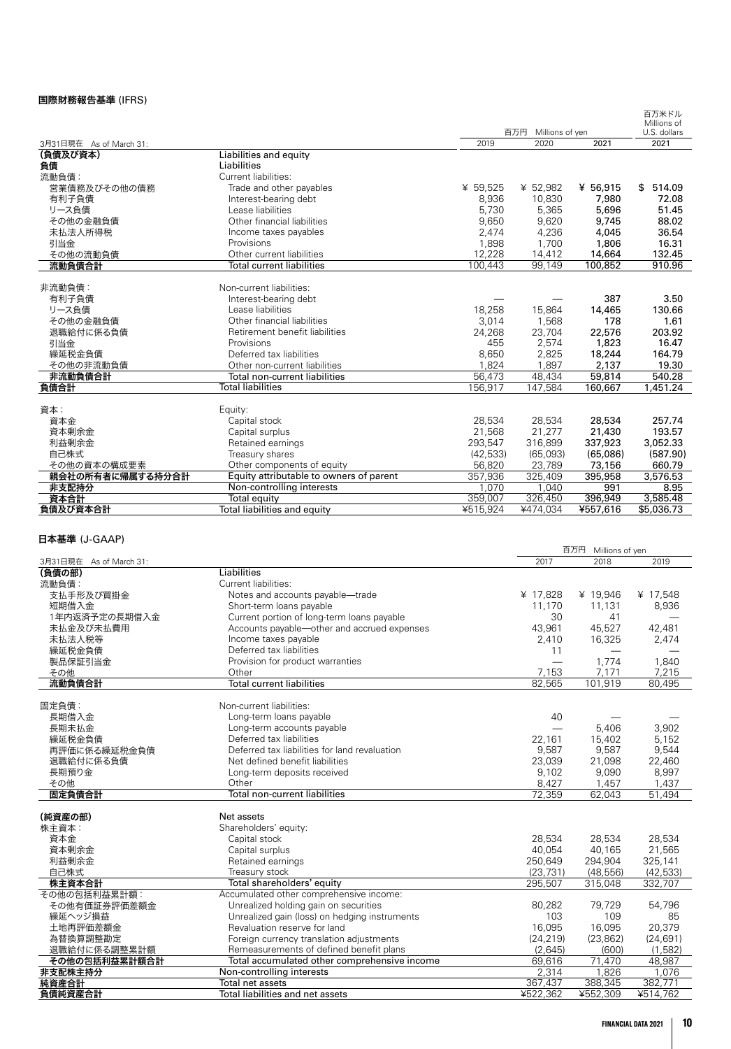## 国際財務報告基準 (IFRS)

| 3月31日現在 As of March 31: | | 百万円 Millions of yen | | | 百万米ドル Millions of U.S. dollars |
|---|---|---|---|---|---|
| | | 2019 | 2020 | 2021 | 2021 |
| **(負債及び資本)** | Liabilities and equity | | | | |
| **負債** | Liabilities | | | | |
| 流動負債： | Current liabilities: | | | | |
| 営業債務及びその他の債務 | Trade and other payables | ¥ 59,525 | ¥ 52,982 | ¥ 56,915 | $ 514.09 |
| 有利子負債 | Interest-bearing debt | 8,936 | 10,830 | 7,980 | 72.08 |
| リース負債 | Lease liabilities | 5,730 | 5,365 | 5,696 | 51.45 |
| その他の金融負債 | Other financial liabilities | 9,650 | 9,620 | 9,745 | 88.02 |
| 未払法人所得税 | Income taxes payables | 2,474 | 4,236 | 4,045 | 36.54 |
| 引当金 | Provisions | 1,898 | 1,700 | 1,806 | 16.31 |
| その他の流動負債 | Other current liabilities | 12,228 | 14,412 | 14,664 | 132.45 |
| **流動負債合計** | Total current liabilities | 100,443 | 99,149 | 100,852 | 910.96 |
| 非流動負債： | Non-current liabilities: | | | | |
| 有利子負債 | Interest-bearing debt | — | — | 387 | 3.50 |
| リース負債 | Lease liabilities | 18,258 | 15,864 | 14,465 | 130.66 |
| その他の金融負債 | Other financial liabilities | 3,014 | 1,568 | 178 | 1.61 |
| 退職給付に係る負債 | Retirement benefit liabilities | 24,268 | 23,704 | 22,576 | 203.92 |
| 引当金 | Provisions | 455 | 2,574 | 1,823 | 16.47 |
| 繰延税金負債 | Deferred tax liabilities | 8,650 | 2,825 | 18,244 | 164.79 |
| その他の非流動負債 | Other non-current liabilities | 1,824 | 1,897 | 2,137 | 19.30 |
| **非流動負債合計** | Total non-current liabilities | 56,473 | 48,434 | 59,814 | 540.28 |
| **負債合計** | Total liabilities | 156,917 | 147,584 | 160,667 | 1,451.24 |
| 資本： | Equity: | | | | |
| 資本金 | Capital stock | 28,534 | 28,534 | 28,534 | 257.74 |
| 資本剰余金 | Capital surplus | 21,568 | 21,277 | 21,430 | 193.57 |
| 利益剰余金 | Retained earnings | 293,547 | 316,899 | 337,923 | 3,052.33 |
| 自己株式 | Treasury shares | (42,533) | (65,093) | (65,086) | (587.90) |
| その他の資本の構成要素 | Other components of equity | 56,820 | 23,789 | 73,156 | 660.79 |
| **親会社の所有者に帰属する持分合計** | Equity attributable to owners of parent | 357,936 | 325,409 | 395,958 | 3,576.53 |
| **非支配持分** | Non-controlling interests | 1,070 | 1,040 | 991 | 8.95 |
| **資本合計** | Total equity | 359,007 | 326,450 | 396,949 | 3,585.48 |
| **負債及び資本合計** | Total liabilities and equity | ¥515,924 | ¥474,034 | ¥557,616 | $5,036.73 |

## 日本基準 (J-GAAP)

| 3月31日現在 As of March 31: | | 百万円 Millions of yen | | |
|---|---|---|---|---|
| | | 2017 | 2018 | 2019 |
| **(負債の部)** | Liabilities | | | |
| 流動負債： | Current liabilities: | | | |
| 支払手形及び買掛金 | Notes and accounts payable—trade | ¥ 17,828 | ¥ 19,946 | ¥ 17,548 |
| 短期借入金 | Short-term loans payable | 11,170 | 11,131 | 8,936 |
| 1年内返済予定の長期借入金 | Current portion of long-term loans payable | 30 | 41 | — |
| 未払金及び未払費用 | Accounts payable—other and accrued expenses | 43,961 | 45,527 | 42,481 |
| 未払法人税等 | Income taxes payable | 2,410 | 16,325 | 2,474 |
| 繰延税金負債 | Deferred tax liabilities | 11 | — | — |
| 製品保証引当金 | Provision for product warranties | — | 1,774 | 1,840 |
| その他 | Other | 7,153 | 7,171 | 7,215 |
| **流動負債合計** | Total current liabilities | 82,565 | 101,919 | 80,495 |
| 固定負債： | Non-current liabilities: | | | |
| 長期借入金 | Long-term loans payable | 40 | — | — |
| 長期未払金 | Long-term accounts payable | — | 5,406 | 3,902 |
| 繰延税金負債 | Deferred tax liabilities | 22,161 | 15,402 | 5,152 |
| 再評価に係る繰延税金負債 | Deferred tax liabilities for land revaluation | 9,587 | 9,587 | 9,544 |
| 退職給付に係る負債 | Net defined benefit liabilities | 23,039 | 21,098 | 22,460 |
| 長期預り金 | Long-term deposits received | 9,102 | 9,090 | 8,997 |
| その他 | Other | 8,427 | 1,457 | 1,437 |
| **固定負債合計** | Total non-current liabilities | 72,359 | 62,043 | 51,494 |
| **(純資産の部)** | Net assets | | | |
| 株主資本： | Shareholders' equity: | | | |
| 資本金 | Capital stock | 28,534 | 28,534 | 28,534 |
| 資本剰余金 | Capital surplus | 40,054 | 40,165 | 21,565 |
| 利益剰余金 | Retained earnings | 250,649 | 294,904 | 325,141 |
| 自己株式 | Treasury stock | (23,731) | (48,556) | (42,533) |
| **株主資本合計** | Total shareholders' equity | 295,507 | 315,048 | 332,707 |
| その他の包括利益累計額： | Accumulated other comprehensive income: | | | |
| その他有価証券評価差額金 | Unrealized holding gain on securities | 80,282 | 79,729 | 54,796 |
| 繰延ヘッジ損益 | Unrealized gain (loss) on hedging instruments | 103 | 109 | 85 |
| 土地再評価差額金 | Revaluation reserve for land | 16,095 | 16,095 | 20,379 |
| 為替換算調整勘定 | Foreign currency translation adjustments | (24,219) | (23,862) | (24,691) |
| 退職給付に係る調整累計額 | Remeasurements of defined benefit plans | (2,645) | (600) | (1,582) |
| **その他の包括利益累計額合計** | Total accumulated other comprehensive income | 69,616 | 71,470 | 48,987 |
| **非支配株主持分** | Non-controlling interests | 2,314 | 1,826 | 1,076 |
| **純資産合計** | Total net assets | 367,437 | 388,345 | 382,771 |
| **負債純資産合計** | Total liabilities and net assets | ¥522,362 | ¥552,309 | ¥514,762 |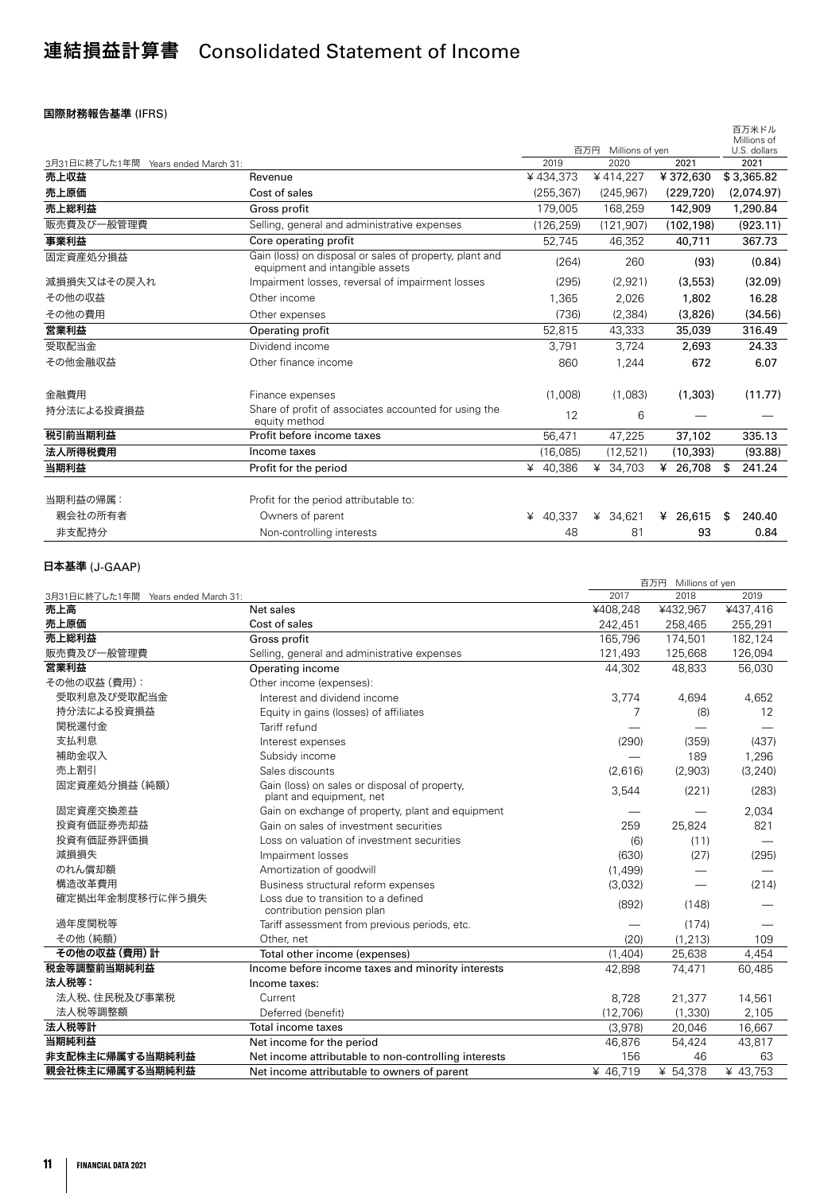# 連結損益計算書　Consolidated Statement of Income

### 国際財務報告基準 (IFRS)

| 3月31日に終了した1年間　Years ended March 31: | | 百万円　Millions of yen 2019 | 2020 | 2021 | 百万米ドル Millions of U.S. dollars 2021 |
|---|---|---|---|---|---|
| **売上収益** | Revenue | ¥434,373 | ¥414,227 | ¥372,630 | $3,365.82 |
| **売上原価** | Cost of sales | (255,367) | (245,967) | (229,720) | (2,074.97) |
| **売上総利益** | Gross profit | 179,005 | 168,259 | 142,909 | 1,290.84 |
| 販売費及び一般管理費 | Selling, general and administrative expenses | (126,259) | (121,907) | (102,198) | (923.11) |
| **事業利益** | Core operating profit | 52,745 | 46,352 | 40,711 | 367.73 |
| 固定資産処分損益 | Gain (loss) on disposal or sales of property, plant and equipment and intangible assets | (264) | 260 | (93) | (0.84) |
| 減損損失又はその戻入れ | Impairment losses, reversal of impairment losses | (295) | (2,921) | (3,553) | (32.09) |
| その他の収益 | Other income | 1,365 | 2,026 | 1,802 | 16.28 |
| その他の費用 | Other expenses | (736) | (2,384) | (3,826) | (34.56) |
| **営業利益** | Operating profit | 52,815 | 43,333 | 35,039 | 316.49 |
| 受取配当金 | Dividend income | 3,791 | 3,724 | 2,693 | 24.33 |
| その他金融収益 | Other finance income | 860 | 1,244 | 672 | 6.07 |
| 金融費用 | Finance expenses | (1,008) | (1,083) | (1,303) | (11.77) |
| 持分法による投資損益 | Share of profit of associates accounted for using the equity method | 12 | 6 | — | — |
| **税引前当期利益** | Profit before income taxes | 56,471 | 47,225 | 37,102 | 335.13 |
| **法人所得税費用** | Income taxes | (16,085) | (12,521) | (10,393) | (93.88) |
| **当期利益** | Profit for the period | ¥ 40,386 | ¥ 34,703 | ¥ 26,708 | $ 241.24 |
| 当期利益の帰属： | Profit for the period attributable to: | | | | |
| 親会社の所有者 | Owners of parent | ¥ 40,337 | ¥ 34,621 | ¥ 26,615 | $ 240.40 |
| 非支配持分 | Non-controlling interests | 48 | 81 | 93 | 0.84 |

### 日本基準 (J-GAAP)

| 3月31日に終了した1年間　Years ended March 31: | | 百万円　Millions of yen 2017 | 2018 | 2019 |
|---|---|---|---|---|
| **売上高** | Net sales | ¥408,248 | ¥432,967 | ¥437,416 |
| **売上原価** | Cost of sales | 242,451 | 258,465 | 255,291 |
| **売上総利益** | Gross profit | 165,796 | 174,501 | 182,124 |
| 販売費及び一般管理費 | Selling, general and administrative expenses | 121,493 | 125,668 | 126,094 |
| **営業利益** | Operating income | 44,302 | 48,833 | 56,030 |
| その他の収益（費用）： | Other income (expenses): | | | |
| 受取利息及び受取配当金 | Interest and dividend income | 3,774 | 4,694 | 4,652 |
| 持分法による投資損益 | Equity in gains (losses) of affiliates | 7 | (8) | 12 |
| 関税還付金 | Tariff refund | — | — | — |
| 支払利息 | Interest expenses | (290) | (359) | (437) |
| 補助金収入 | Subsidy income | — | 189 | 1,296 |
| 売上割引 | Sales discounts | (2,616) | (2,903) | (3,240) |
| 固定資産処分損益（純額） | Gain (loss) on sales or disposal of property, plant and equipment, net | 3,544 | (221) | (283) |
| 固定資産交換差益 | Gain on exchange of property, plant and equipment | — | — | 2,034 |
| 投資有価証券売却益 | Gain on sales of investment securities | 259 | 25,824 | 821 |
| 投資有価証券評価損 | Loss on valuation of investment securities | (6) | (11) | — |
| 減損損失 | Impairment losses | (630) | (27) | (295) |
| のれん償却額 | Amortization of goodwill | (1,499) | — | — |
| 構造改革費用 | Business structural reform expenses | (3,032) | — | (214) |
| 確定拠出年金制度移行に伴う損失 | Loss due to transition to a defined contribution pension plan | (892) | (148) | — |
| 過年度関税等 | Tariff assessment from previous periods, etc. | — | (174) | — |
| その他（純額） | Other, net | (20) | (1,213) | 109 |
| **その他の収益（費用）計** | Total other income (expenses) | (1,404) | 25,638 | 4,454 |
| **税金等調整前当期純利益** | Income before income taxes and minority interests | 42,898 | 74,471 | 60,485 |
| **法人税等：** | Income taxes: | | | |
| 法人税、住民税及び事業税 | Current | 8,728 | 21,377 | 14,561 |
| 法人税等調整額 | Deferred (benefit) | (12,706) | (1,330) | 2,105 |
| **法人税等計** | Total income taxes | (3,978) | 20,046 | 16,667 |
| **当期純利益** | Net income for the period | 46,876 | 54,424 | 43,817 |
| **非支配株主に帰属する当期純利益** | Net income attributable to non-controlling interests | 156 | 46 | 63 |
| **親会社株主に帰属する当期純利益** | Net income attributable to owners of parent | ¥ 46,719 | ¥ 54,378 | ¥ 43,753 |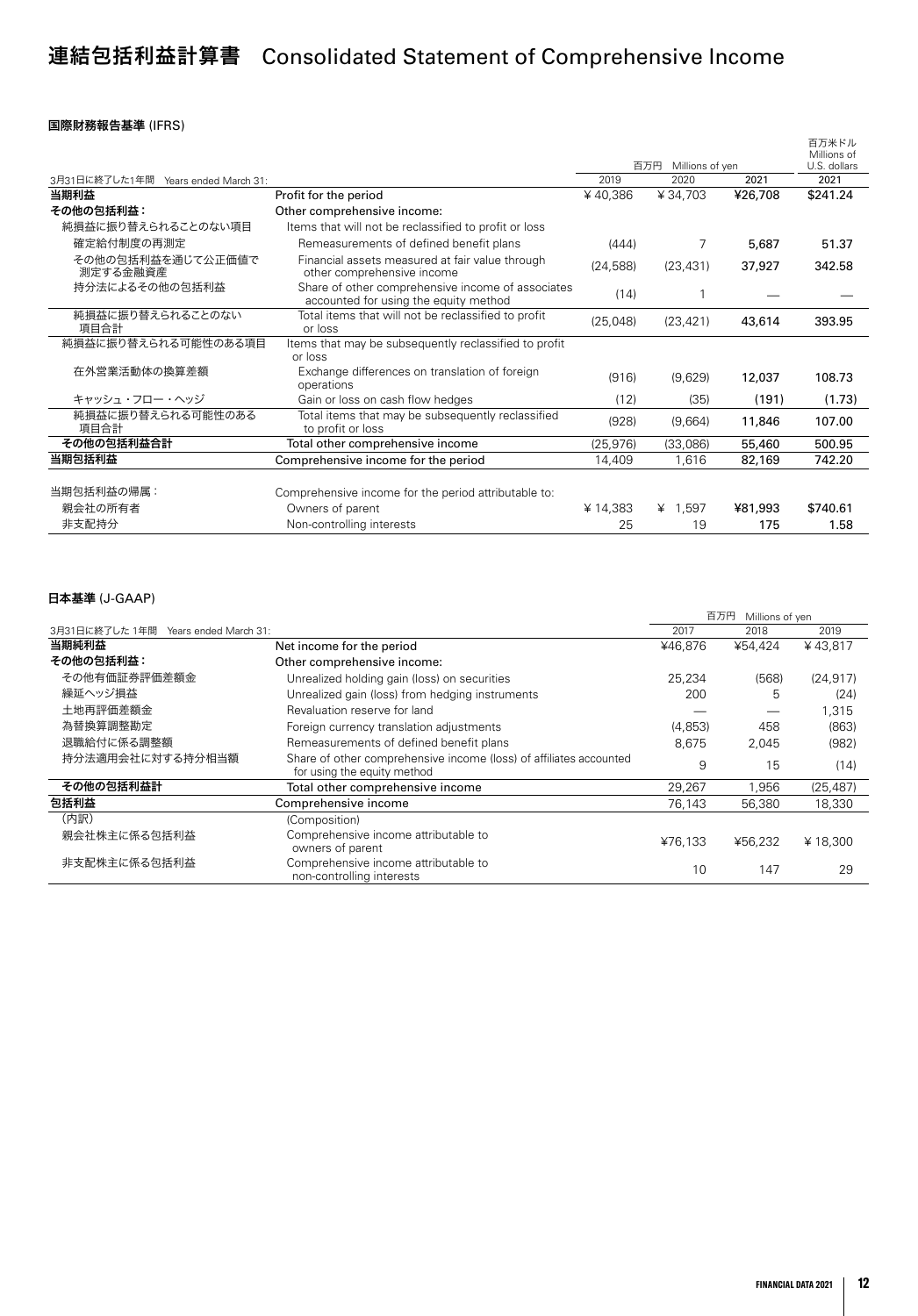# 連結包括利益計算書 Consolidated Statement of Comprehensive Income

### 国際財務報告基準 (IFRS)

| 3月31日に終了した1年間 Years ended March 31: | | 百万円 Millions of yen | | | 百万米ドル Millions of U.S. dollars |
|---|---|---|---|---|---|
| | | 2019 | 2020 | 2021 | 2021 |
| **当期利益** | Profit for the period | ¥ 40,386 | ¥ 34,703 | **¥26,708** | **$241.24** |
| **その他の包括利益：** | Other comprehensive income: | | | | |
| 純損益に振り替えられることのない項目 | Items that will not be reclassified to profit or loss | | | | |
| 確定給付制度の再測定 | Remeasurements of defined benefit plans | (444) | 7 | **5,687** | **51.37** |
| その他の包括利益を通じて公正価値で測定する金融資産 | Financial assets measured at fair value through other comprehensive income | (24,588) | (23,431) | **37,927** | **342.58** |
| 持分法によるその他の包括利益 | Share of other comprehensive income of associates accounted for using the equity method | (14) | 1 | **—** | **—** |
| 純損益に振り替えられることのない項目合計 | Total items that will not be reclassified to profit or loss | (25,048) | (23,421) | **43,614** | **393.95** |
| 純損益に振り替えられる可能性のある項目 | Items that may be subsequently reclassified to profit or loss | | | | |
| 在外営業活動体の換算差額 | Exchange differences on translation of foreign operations | (916) | (9,629) | **12,037** | **108.73** |
| キャッシュ・フロー・ヘッジ | Gain or loss on cash flow hedges | (12) | (35) | **(191)** | **(1.73)** |
| 純損益に振り替えられる可能性のある項目合計 | Total items that may be subsequently reclassified to profit or loss | (928) | (9,664) | **11,846** | **107.00** |
| **その他の包括利益合計** | Total other comprehensive income | (25,976) | (33,086) | **55,460** | **500.95** |
| **当期包括利益** | Comprehensive income for the period | 14,409 | 1,616 | **82,169** | **742.20** |
| 当期包括利益の帰属： | Comprehensive income for the period attributable to: | | | | |
| 親会社の所有者 | Owners of parent | ¥ 14,383 | ¥ 1,597 | **¥81,993** | **$740.61** |
| 非支配持分 | Non-controlling interests | 25 | 19 | **175** | **1.58** |

### 日本基準 (J-GAAP)

| 3月31日に終了した1年間 Years ended March 31: | | 百万円 Millions of yen | | |
|---|---|---|---|---|
| | | 2017 | 2018 | 2019 |
| **当期純利益** | Net income for the period | ¥46,876 | ¥54,424 | ¥ 43,817 |
| **その他の包括利益：** | Other comprehensive income: | | | |
| その他有価証券評価差額金 | Unrealized holding gain (loss) on securities | 25,234 | (568) | (24,917) |
| 繰延ヘッジ損益 | Unrealized gain (loss) from hedging instruments | 200 | 5 | (24) |
| 土地再評価差額金 | Revaluation reserve for land | — | — | 1,315 |
| 為替換算調整勘定 | Foreign currency translation adjustments | (4,853) | 458 | (863) |
| 退職給付に係る調整額 | Remeasurements of defined benefit plans | 8,675 | 2,045 | (982) |
| 持分法適用会社に対する持分相当額 | Share of other comprehensive income (loss) of affiliates accounted for using the equity method | 9 | 15 | (14) |
| **その他の包括利益計** | Total other comprehensive income | 29,267 | 1,956 | (25,487) |
| **包括利益** | Comprehensive income | 76,143 | 56,380 | 18,330 |
| (内訳) | (Composition) | | | |
| 親会社株主に係る包括利益 | Comprehensive income attributable to owners of parent | ¥76,133 | ¥56,232 | ¥ 18,300 |
| 非支配株主に係る包括利益 | Comprehensive income attributable to non-controlling interests | 10 | 147 | 29 |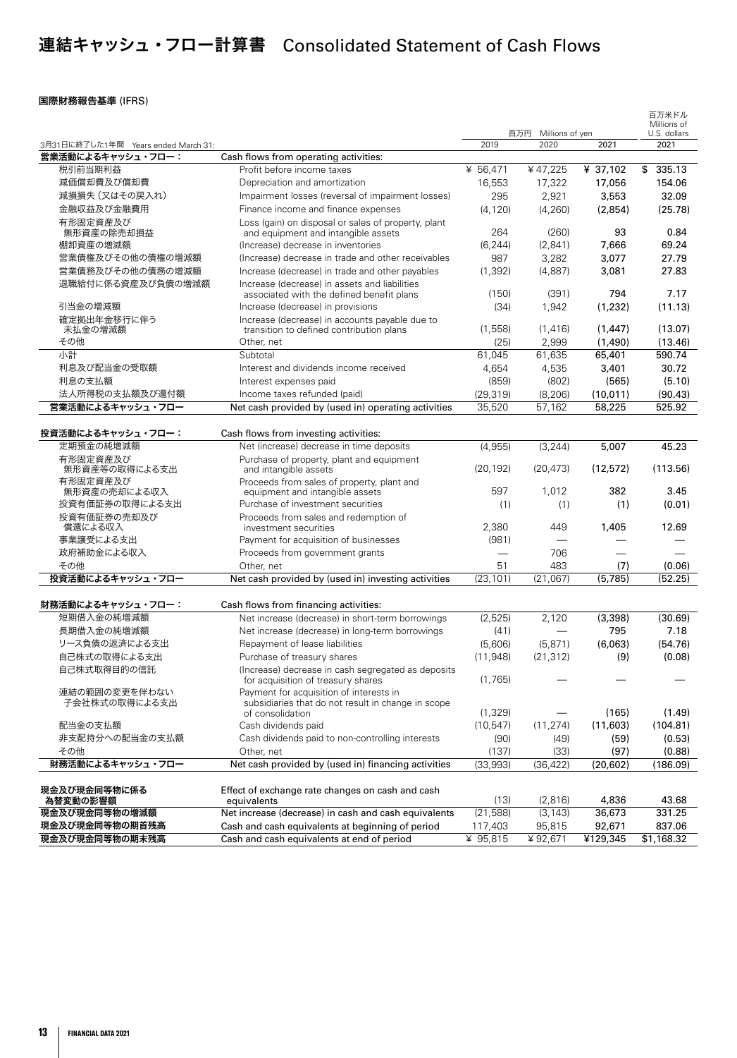# 連結キャッシュ・フロー計算書 Consolidated Statement of Cash Flows

**国際財務報告基準** (IFRS)

| 3月31日に終了した1年間 Years ended March 31: | | 百万円 Millions of yen 2019 | 2020 | 2021 | 百万米ドル Millions of U.S. dollars 2021 |
|---|---|---|---|---|---|
| **営業活動によるキャッシュ・フロー：** | Cash flows from operating activities: | | | | |
| 税引前当期利益 | Profit before income taxes | ¥ 56,471 | ¥47,225 | ¥ 37,102 | $ 335.13 |
| 減価償却費及び償却費 | Depreciation and amortization | 16,553 | 17,322 | 17,056 | 154.06 |
| 減損損失（又はその戻入れ） | Impairment losses (reversal of impairment losses) | 295 | 2,921 | 3,553 | 32.09 |
| 金融収益及び金融費用 | Finance income and finance expenses | (4,120) | (4,260) | (2,854) | (25.78) |
| 有形固定資産及び無形資産の除売却損益 | Loss (gain) on disposal or sales of property, plant and equipment and intangible assets | 264 | (260) | 93 | 0.84 |
| 棚卸資産の増減額 | (Increase) decrease in inventories | (6,244) | (2,841) | 7,666 | 69.24 |
| 営業債権及びその他の債権の増減額 | (Increase) decrease in trade and other receivables | 987 | 3,282 | 3,077 | 27.79 |
| 営業債務及びその他の債務の増減額 | Increase (decrease) in trade and other payables | (1,392) | (4,887) | 3,081 | 27.83 |
| 退職給付に係る資産及び負債の増減額 | Increase (decrease) in assets and liabilities associated with the defined benefit plans | (150) | (391) | 794 | 7.17 |
| 引当金の増減額 | Increase (decrease) in provisions | (34) | 1,942 | (1,232) | (11.13) |
| 確定拠出年金移行に伴う未払金の増減額 | Increase (decrease) in accounts payable due to transition to defined contribution plans | (1,558) | (1,416) | (1,447) | (13.07) |
| その他 | Other, net | (25) | 2,999 | (1,490) | (13.46) |
| 小計 | Subtotal | 61,045 | 61,635 | 65,401 | 590.74 |
| 利息及び配当金の受取額 | Interest and dividends income received | 4,654 | 4,535 | 3,401 | 30.72 |
| 利息の支払額 | Interest expenses paid | (859) | (802) | (565) | (5.10) |
| 法人所得税の支払額及び還付額 | Income taxes refunded (paid) | (29,319) | (8,206) | (10,011) | (90.43) |
| **営業活動によるキャッシュ・フロー** | Net cash provided by (used in) operating activities | 35,520 | 57,162 | 58,225 | 525.92 |
| **投資活動によるキャッシュ・フロー：** | Cash flows from investing activities: | | | | |
| 定期預金の純増減額 | Net (increase) decrease in time deposits | (4,955) | (3,244) | 5,007 | 45.23 |
| 有形固定資産及び無形資産等の取得による支出 | Purchase of property, plant and equipment and intangible assets | (20,192) | (20,473) | (12,572) | (113.56) |
| 有形固定資産及び無形資産の売却による収入 | Proceeds from sales of property, plant and equipment and intangible assets | 597 | 1,012 | 382 | 3.45 |
| 投資有価証券の取得による支出 | Purchase of investment securities | (1) | (1) | (1) | (0.01) |
| 投資有価証券の売却及び償還による収入 | Proceeds from sales and redemption of investment securities | 2,380 | 449 | 1,405 | 12.69 |
| 事業譲受による支出 | Payment for acquisition of businesses | (981) | — | — | — |
| 政府補助金による収入 | Proceeds from government grants | — | 706 | — | — |
| その他 | Other, net | 51 | 483 | (7) | (0.06) |
| **投資活動によるキャッシュ・フロー** | Net cash provided by (used in) investing activities | (23,101) | (21,067) | (5,785) | (52.25) |
| **財務活動によるキャッシュ・フロー：** | Cash flows from financing activities: | | | | |
| 短期借入金の純増減額 | Net increase (decrease) in short-term borrowings | (2,525) | 2,120 | (3,398) | (30.69) |
| 長期借入金の純増減額 | Net increase (decrease) in long-term borrowings | (41) | — | 795 | 7.18 |
| リース負債の返済による支出 | Repayment of lease liabilities | (5,606) | (5,871) | (6,063) | (54.76) |
| 自己株式の取得による支出 | Purchase of treasury shares | (11,948) | (21,312) | (9) | (0.08) |
| 自己株式取得目的の信託 | (Increase) decrease in cash segregated as deposits for acquisition of treasury shares | (1,765) | — | — | — |
| 連結の範囲の変更を伴わない子会社株式の取得による支出 | Payment for acquisition of interests in subsidiaries that do not result in change in scope of consolidation | (1,329) | — | (165) | (1.49) |
| 配当金の支払額 | Cash dividends paid | (10,547) | (11,274) | (11,603) | (104.81) |
| 非支配持分への配当金の支払額 | Cash dividends paid to non-controlling interests | (90) | (49) | (59) | (0.53) |
| その他 | Other, net | (137) | (33) | (97) | (0.88) |
| **財務活動によるキャッシュ・フロー** | Net cash provided by (used in) financing activities | (33,993) | (36,422) | (20,602) | (186.09) |
| **現金及び現金同等物に係る為替変動の影響額** | Effect of exchange rate changes on cash and cash equivalents | (13) | (2,816) | 4,836 | 43.68 |
| **現金及び現金同等物の増減額** | Net increase (decrease) in cash and cash equivalents | (21,588) | (3,143) | 36,673 | 331.25 |
| **現金及び現金同等物の期首残高** | Cash and cash equivalents at beginning of period | 117,403 | 95,815 | 92,671 | 837.06 |
| **現金及び現金同等物の期末残高** | Cash and cash equivalents at end of period | ¥ 95,815 | ¥92,671 | ¥129,345 | $1,168.32 |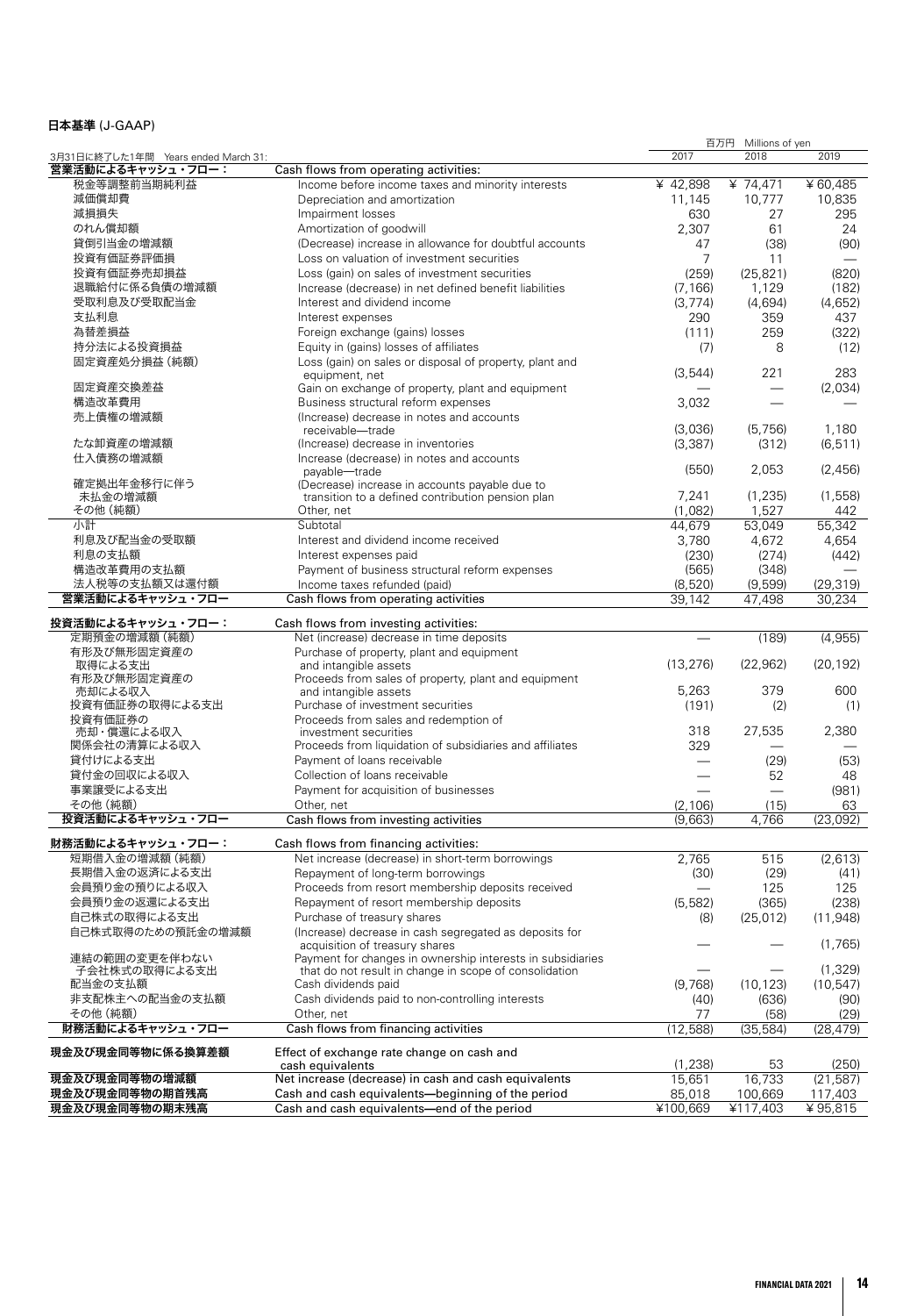**日本基準 (J-GAAP)**

| 3月31日に終了した1年間 Years ended March 31: | | 百万円 Millions of yen 2017 | 2018 | 2019 |
|---|---|---|---|---|
| **営業活動によるキャッシュ・フロー：** | Cash flows from operating activities: | | | |
| 税金等調整前当期純利益 | Income before income taxes and minority interests | ¥ 42,898 | ¥ 74,471 | ¥ 60,485 |
| 減価償却費 | Depreciation and amortization | 11,145 | 10,777 | 10,835 |
| 減損損失 | Impairment losses | 630 | 27 | 295 |
| のれん償却額 | Amortization of goodwill | 2,307 | 61 | 24 |
| 貸倒引当金の増減額 | (Decrease) increase in allowance for doubtful accounts | 47 | (38) | (90) |
| 投資有価証券評価損 | Loss on valuation of investment securities | 7 | 11 | — |
| 投資有価証券売却損益 | Loss (gain) on sales of investment securities | (259) | (25,821) | (820) |
| 退職給付に係る負債の増減額 | Increase (decrease) in net defined benefit liabilities | (7,166) | 1,129 | (182) |
| 受取利息及び受取配当金 | Interest and dividend income | (3,774) | (4,694) | (4,652) |
| 支払利息 | Interest expenses | 290 | 359 | 437 |
| 為替差損益 | Foreign exchange (gains) losses | (111) | 259 | (322) |
| 持分法による投資損益 | Equity in (gains) losses of affiliates | (7) | 8 | (12) |
| 固定資産処分損益（純額） | Loss (gain) on sales or disposal of property, plant and equipment, net | (3,544) | 221 | 283 |
| 固定資産交換差益 | Gain on exchange of property, plant and equipment | — | — | (2,034) |
| 構造改革費用 | Business structural reform expenses | 3,032 | — | — |
| 売上債権の増減額 | (Increase) decrease in notes and accounts receivable—trade | (3,036) | (5,756) | 1,180 |
| たな卸資産の増減額 | (Increase) decrease in inventories | (3,387) | (312) | (6,511) |
| 仕入債務の増減額 | Increase (decrease) in notes and accounts payable—trade | (550) | 2,053 | (2,456) |
| 確定拠出年金移行に伴う未払金の増減額 | (Decrease) increase in accounts payable due to transition to a defined contribution pension plan | 7,241 | (1,235) | (1,558) |
| その他（純額） | Other, net | (1,082) | 1,527 | 442 |
| 小計 | Subtotal | 44,679 | 53,049 | 55,342 |
| 利息及び配当金の受取額 | Interest and dividend income received | 3,780 | 4,672 | 4,654 |
| 利息の支払額 | Interest expenses paid | (230) | (274) | (442) |
| 構造改革費用の支払額 | Payment of business structural reform expenses | (565) | (348) | — |
| 法人税等の支払額又は還付額 | Income taxes refunded (paid) | (8,520) | (9,599) | (29,319) |
| **営業活動によるキャッシュ・フロー** | Cash flows from operating activities | 39,142 | 47,498 | 30,234 |
| **投資活動によるキャッシュ・フロー：** | Cash flows from investing activities: | | | |
| 定期預金の増減額（純額） | Net (increase) decrease in time deposits | — | (189) | (4,955) |
| 有形及び無形固定資産の取得による支出 | Purchase of property, plant and equipment and intangible assets | (13,276) | (22,962) | (20,192) |
| 有形及び無形固定資産の売却による収入 | Proceeds from sales of property, plant and equipment and intangible assets | 5,263 | 379 | 600 |
| 投資有価証券の取得による支出 | Purchase of investment securities | (191) | (2) | (1) |
| 投資有価証券の売却・償還による収入 | Proceeds from sales and redemption of investment securities | 318 | 27,535 | 2,380 |
| 関係会社の清算による収入 | Proceeds from liquidation of subsidiaries and affiliates | 329 | — | — |
| 貸付けによる支出 | Payment of loans receivable | — | (29) | (53) |
| 貸付金の回収による収入 | Collection of loans receivable | — | 52 | 48 |
| 事業譲受による支出 | Payment for acquisition of businesses | — | — | (981) |
| その他（純額） | Other, net | (2,106) | (15) | 63 |
| **投資活動によるキャッシュ・フロー** | Cash flows from investing activities | (9,663) | 4,766 | (23,092) |
| **財務活動によるキャッシュ・フロー：** | Cash flows from financing activities: | | | |
| 短期借入金の増減額（純額） | Net increase (decrease) in short-term borrowings | 2,765 | 515 | (2,613) |
| 長期借入金の返済による支出 | Repayment of long-term borrowings | (30) | (29) | (41) |
| 会員預り金の預りによる収入 | Proceeds from resort membership deposits received | — | 125 | 125 |
| 会員預り金の返還による支出 | Repayment of resort membership deposits | (5,582) | (365) | (238) |
| 自己株式の取得による支出 | Purchase of treasury shares | (8) | (25,012) | (11,948) |
| 自己株式取得のための預託金の増減額 | (Increase) decrease in cash segregated as deposits for acquisition of treasury shares | — | — | (1,765) |
| 連結の範囲の変更を伴わない子会社株式の取得による支出 | Payment for changes in ownership interests in subsidiaries that do not result in change in scope of consolidation | — | — | (1,329) |
| 配当金の支払額 | Cash dividends paid | (9,768) | (10,123) | (10,547) |
| 非支配株主への配当金の支払額 | Cash dividends paid to non-controlling interests | (40) | (636) | (90) |
| その他（純額） | Other, net | 77 | (58) | (29) |
| **財務活動によるキャッシュ・フロー** | Cash flows from financing activities | (12,588) | (35,584) | (28,479) |
| **現金及び現金同等物に係る換算差額** | Effect of exchange rate change on cash and cash equivalents | (1,238) | 53 | (250) |
| **現金及び現金同等物の増減額** | Net increase (decrease) in cash and cash equivalents | 15,651 | 16,733 | (21,587) |
| **現金及び現金同等物の期首残高** | Cash and cash equivalents—beginning of the period | 85,018 | 100,669 | 117,403 |
| **現金及び現金同等物の期末残高** | Cash and cash equivalents—end of the period | ¥100,669 | ¥117,403 | ¥ 95,815 |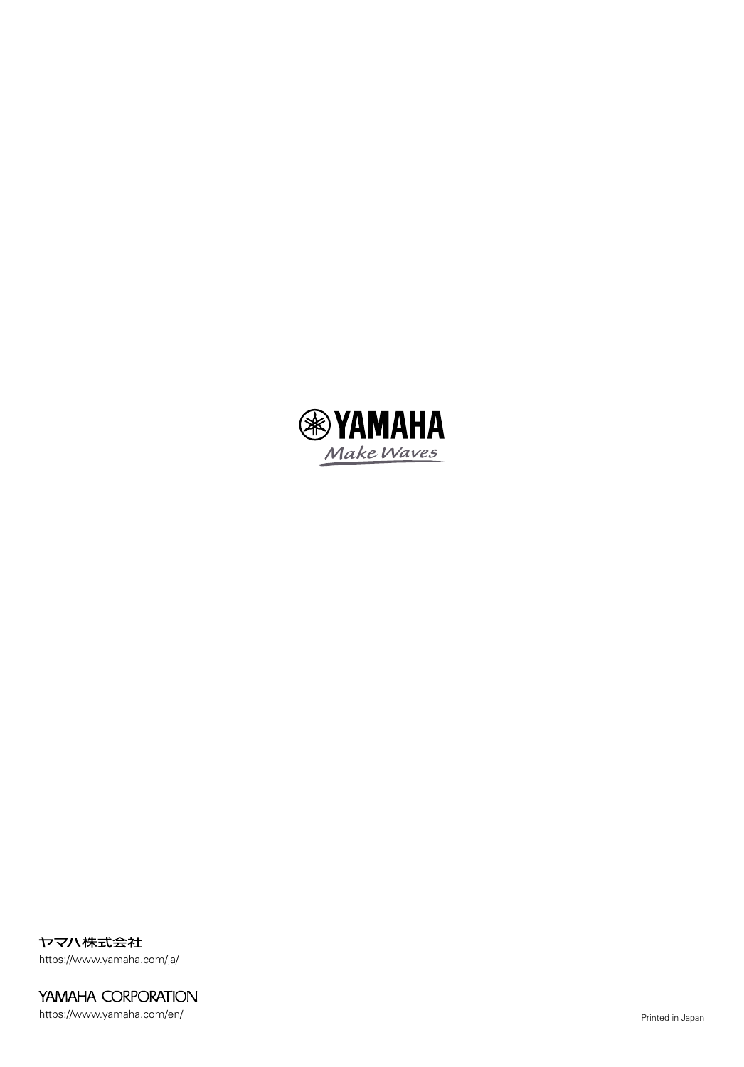YAMAHA

Make Waves

ヤマハ株式会社

https://www.yamaha.com/ja/

YAMAHA CORPORATION

https://www.yamaha.com/en/

Printed in Japan